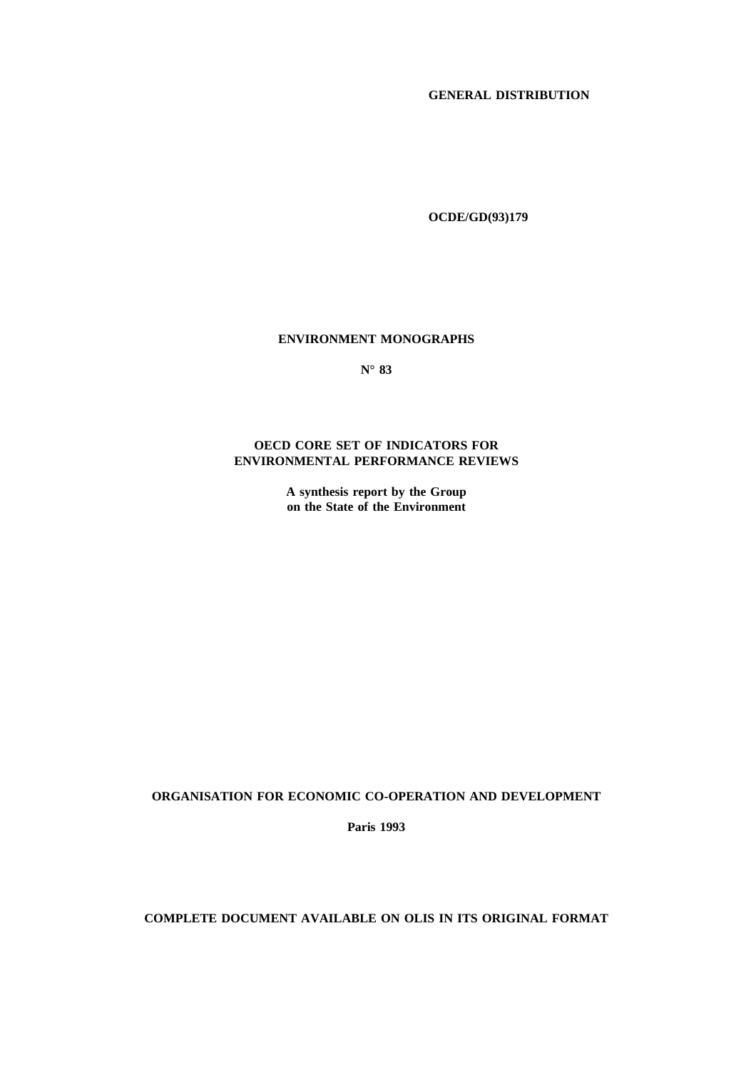**GENERAL DISTRIBUTION**

**OCDE/GD(93)179**

# ENVIRONMENT MONOGRAPHS

**N° 83**

# OECD CORE SET OF INDICATORS FOR ENVIRONMENTAL PERFORMANCE REVIEWS

**A synthesis report by the Group on the State of the Environment**

**ORGANISATION FOR ECONOMIC CO-OPERATION AND DEVELOPMENT**

**Paris 1993**

**COMPLETE DOCUMENT AVAILABLE ON OLIS IN ITS ORIGINAL FORMAT**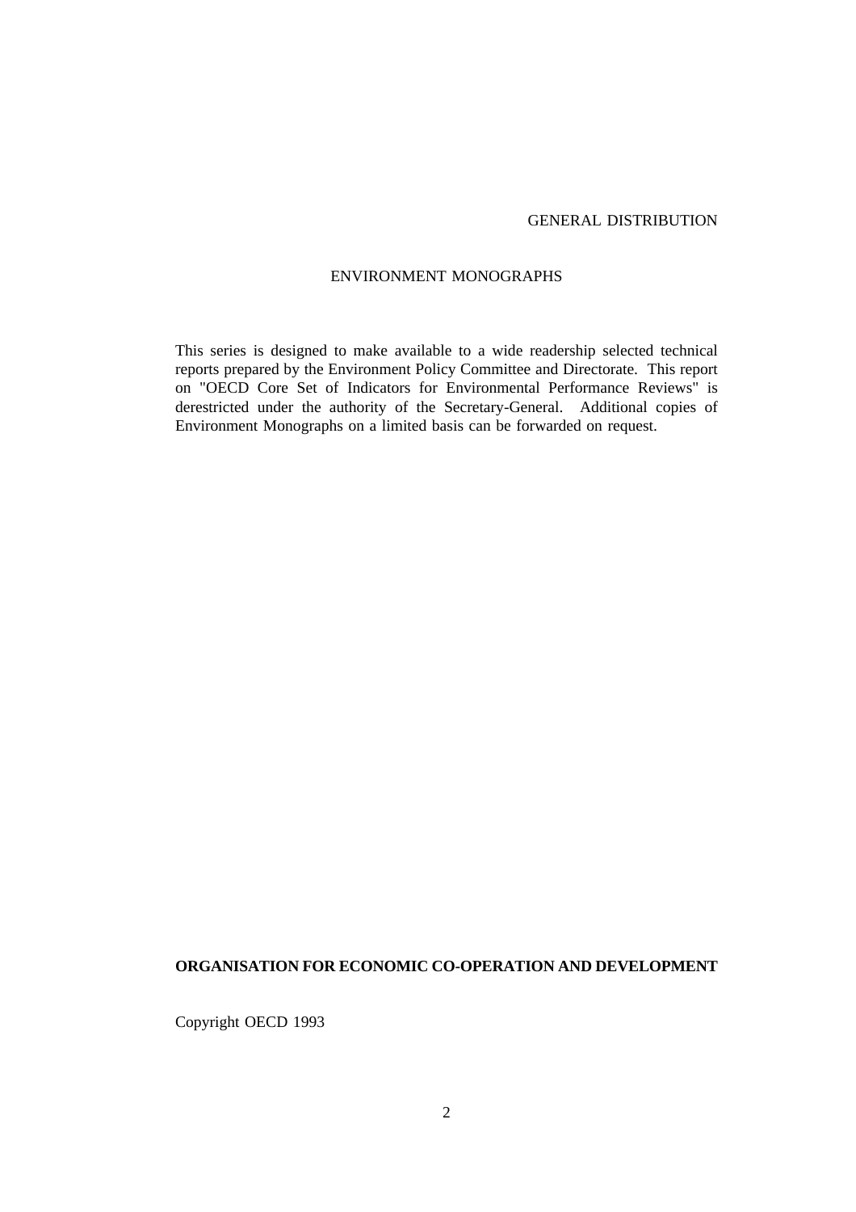GENERAL DISTRIBUTION

ENVIRONMENT MONOGRAPHS

This series is designed to make available to a wide readership selected technical reports prepared by the Environment Policy Committee and Directorate. This report on "OECD Core Set of Indicators for Environmental Performance Reviews" is derestricted under the authority of the Secretary-General. Additional copies of Environment Monographs on a limited basis can be forwarded on request.

**ORGANISATION FOR ECONOMIC CO-OPERATION AND DEVELOPMENT**

Copyright OECD 1993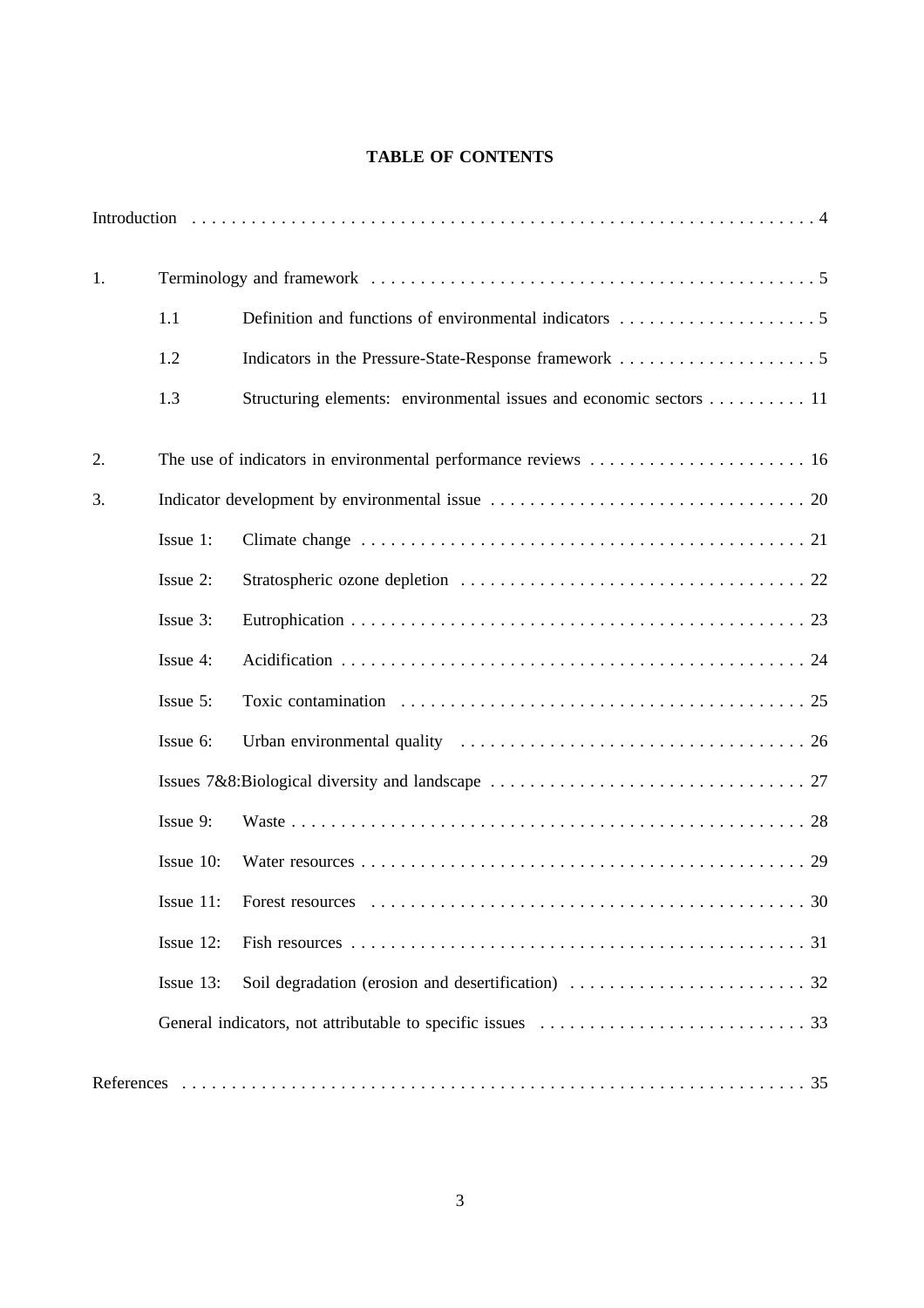# TABLE OF CONTENTS

Introduction . . . . . 4

1. Terminology and framework . . . . . 5
   - 1.1 Definition and functions of environmental indicators . . . . . 5
   - 1.2 Indicators in the Pressure-State-Response framework . . . . . 5
   - 1.3 Structuring elements: environmental issues and economic sectors . . . . . 11

2. The use of indicators in environmental performance reviews . . . . . 16

3. Indicator development by environmental issue . . . . . 20
   - Issue 1: Climate change . . . . . 21
   - Issue 2: Stratospheric ozone depletion . . . . . 22
   - Issue 3: Eutrophication . . . . . 23
   - Issue 4: Acidification . . . . . 24
   - Issue 5: Toxic contamination . . . . . 25
   - Issue 6: Urban environmental quality . . . . . 26
   - Issues 7&8: Biological diversity and landscape . . . . . 27
   - Issue 9: Waste . . . . . 28
   - Issue 10: Water resources . . . . . 29
   - Issue 11: Forest resources . . . . . 30
   - Issue 12: Fish resources . . . . . 31
   - Issue 13: Soil degradation (erosion and desertification) . . . . . 32
   - General indicators, not attributable to specific issues . . . . . 33

References . . . . . 35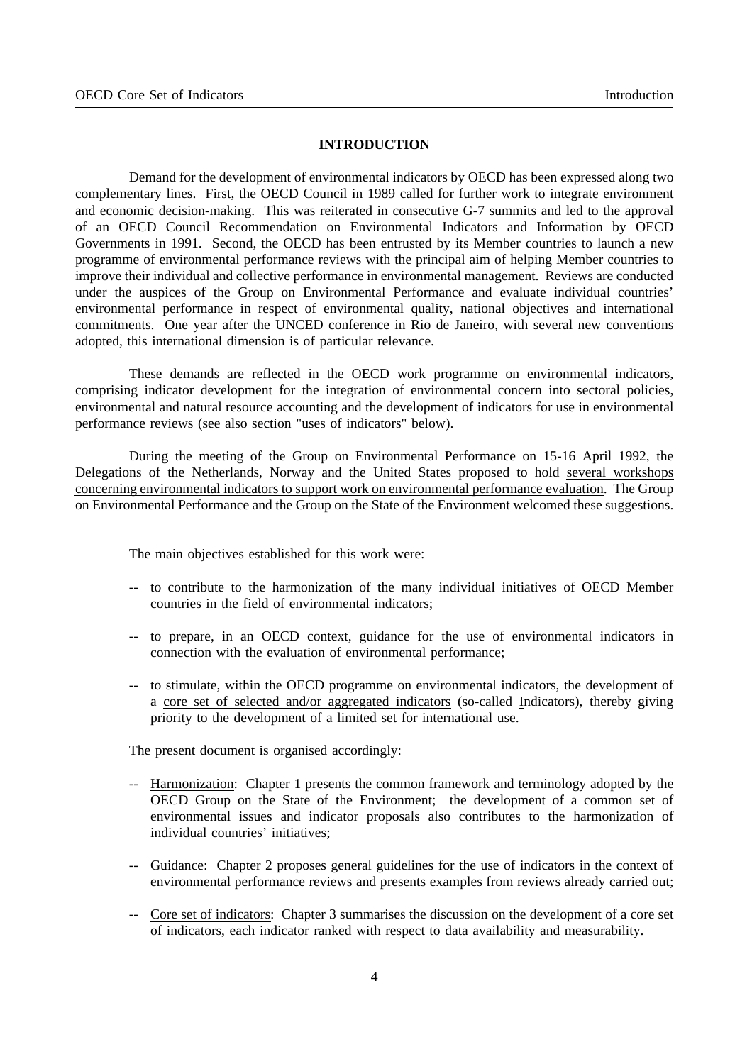## INTRODUCTION

Demand for the development of environmental indicators by OECD has been expressed along two complementary lines. First, the OECD Council in 1989 called for further work to integrate environment and economic decision-making. This was reiterated in consecutive G-7 summits and led to the approval of an OECD Council Recommendation on Environmental Indicators and Information by OECD Governments in 1991. Second, the OECD has been entrusted by its Member countries to launch a new programme of environmental performance reviews with the principal aim of helping Member countries to improve their individual and collective performance in environmental management. Reviews are conducted under the auspices of the Group on Environmental Performance and evaluate individual countries' environmental performance in respect of environmental quality, national objectives and international commitments. One year after the UNCED conference in Rio de Janeiro, with several new conventions adopted, this international dimension is of particular relevance.

These demands are reflected in the OECD work programme on environmental indicators, comprising indicator development for the integration of environmental concern into sectoral policies, environmental and natural resource accounting and the development of indicators for use in environmental performance reviews (see also section "uses of indicators" below).

During the meeting of the Group on Environmental Performance on 15-16 April 1992, the Delegations of the Netherlands, Norway and the United States proposed to hold several workshops concerning environmental indicators to support work on environmental performance evaluation. The Group on Environmental Performance and the Group on the State of the Environment welcomed these suggestions.

The main objectives established for this work were:

-- to contribute to the harmonization of the many individual initiatives of OECD Member countries in the field of environmental indicators;

-- to prepare, in an OECD context, guidance for the use of environmental indicators in connection with the evaluation of environmental performance;

-- to stimulate, within the OECD programme on environmental indicators, the development of a core set of selected and/or aggregated indicators (so-called Indicators), thereby giving priority to the development of a limited set for international use.

The present document is organised accordingly:

-- Harmonization: Chapter 1 presents the common framework and terminology adopted by the OECD Group on the State of the Environment; the development of a common set of environmental issues and indicator proposals also contributes to the harmonization of individual countries' initiatives;

-- Guidance: Chapter 2 proposes general guidelines for the use of indicators in the context of environmental performance reviews and presents examples from reviews already carried out;

-- Core set of indicators: Chapter 3 summarises the discussion on the development of a core set of indicators, each indicator ranked with respect to data availability and measurability.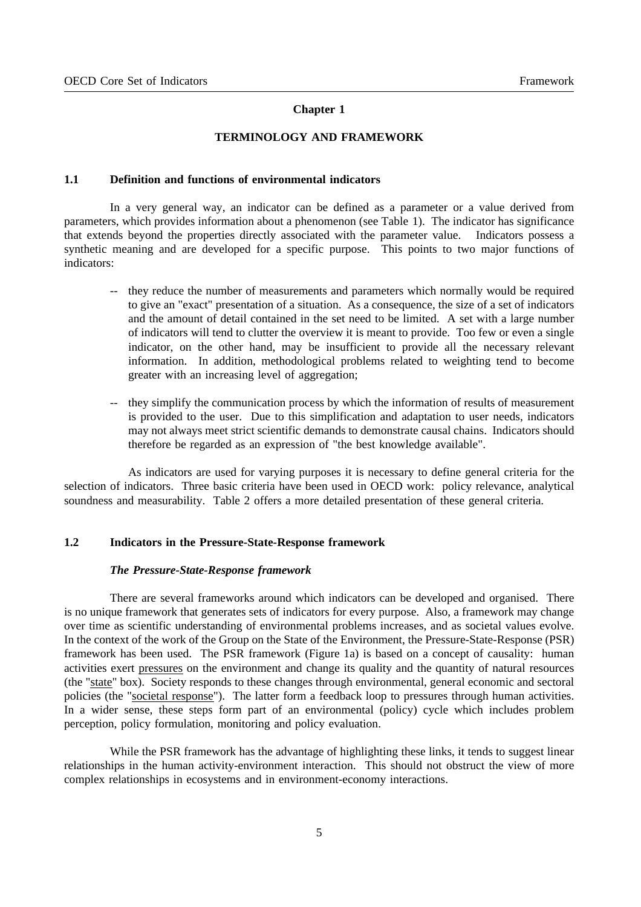# Chapter 1

# TERMINOLOGY AND FRAMEWORK

## 1.1 Definition and functions of environmental indicators

In a very general way, an indicator can be defined as a parameter or a value derived from parameters, which provides information about a phenomenon (see Table 1). The indicator has significance that extends beyond the properties directly associated with the parameter value. Indicators possess a synthetic meaning and are developed for a specific purpose. This points to two major functions of indicators:

- they reduce the number of measurements and parameters which normally would be required to give an "exact" presentation of a situation. As a consequence, the size of a set of indicators and the amount of detail contained in the set need to be limited. A set with a large number of indicators will tend to clutter the overview it is meant to provide. Too few or even a single indicator, on the other hand, may be insufficient to provide all the necessary relevant information. In addition, methodological problems related to weighting tend to become greater with an increasing level of aggregation;

- they simplify the communication process by which the information of results of measurement is provided to the user. Due to this simplification and adaptation to user needs, indicators may not always meet strict scientific demands to demonstrate causal chains. Indicators should therefore be regarded as an expression of "the best knowledge available".

As indicators are used for varying purposes it is necessary to define general criteria for the selection of indicators. Three basic criteria have been used in OECD work: policy relevance, analytical soundness and measurability. Table 2 offers a more detailed presentation of these general criteria.

## 1.2 Indicators in the Pressure-State-Response framework

### *The Pressure-State-Response framework*

There are several frameworks around which indicators can be developed and organised. There is no unique framework that generates sets of indicators for every purpose. Also, a framework may change over time as scientific understanding of environmental problems increases, and as societal values evolve. In the context of the work of the Group on the State of the Environment, the Pressure-State-Response (PSR) framework has been used. The PSR framework (Figure 1a) is based on a concept of causality: human activities exert pressures on the environment and change its quality and the quantity of natural resources (the "state" box). Society responds to these changes through environmental, general economic and sectoral policies (the "societal response"). The latter form a feedback loop to pressures through human activities. In a wider sense, these steps form part of an environmental (policy) cycle which includes problem perception, policy formulation, monitoring and policy evaluation.

While the PSR framework has the advantage of highlighting these links, it tends to suggest linear relationships in the human activity-environment interaction. This should not obstruct the view of more complex relationships in ecosystems and in environment-economy interactions.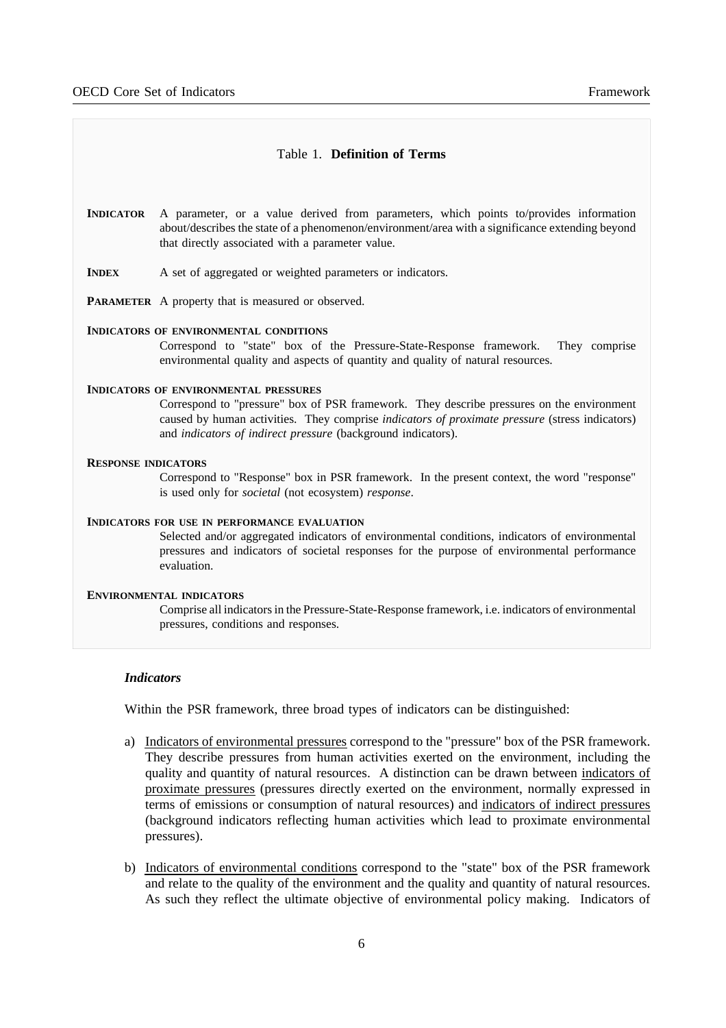Table 1. **Definition of Terms**

**INDICATOR** A parameter, or a value derived from parameters, which points to/provides information about/describes the state of a phenomenon/environment/area with a significance extending beyond that directly associated with a parameter value.

**INDEX** A set of aggregated or weighted parameters or indicators.

**PARAMETER** A property that is measured or observed.

**INDICATORS OF ENVIRONMENTAL CONDITIONS**
Correspond to "state" box of the Pressure-State-Response framework. They comprise environmental quality and aspects of quantity and quality of natural resources.

**INDICATORS OF ENVIRONMENTAL PRESSURES**
Correspond to "pressure" box of PSR framework. They describe pressures on the environment caused by human activities. They comprise *indicators of proximate pressure* (stress indicators) and *indicators of indirect pressure* (background indicators).

**RESPONSE INDICATORS**
Correspond to "Response" box in PSR framework. In the present context, the word "response" is used only for *societal* (not ecosystem) *response*.

**INDICATORS FOR USE IN PERFORMANCE EVALUATION**
Selected and/or aggregated indicators of environmental conditions, indicators of environmental pressures and indicators of societal responses for the purpose of environmental performance evaluation.

**ENVIRONMENTAL INDICATORS**
Comprise all indicators in the Pressure-State-Response framework, i.e. indicators of environmental pressures, conditions and responses.

***Indicators***

Within the PSR framework, three broad types of indicators can be distinguished:

a) Indicators of environmental pressures correspond to the "pressure" box of the PSR framework. They describe pressures from human activities exerted on the environment, including the quality and quantity of natural resources. A distinction can be drawn between indicators of proximate pressures (pressures directly exerted on the environment, normally expressed in terms of emissions or consumption of natural resources) and indicators of indirect pressures (background indicators reflecting human activities which lead to proximate environmental pressures).

b) Indicators of environmental conditions correspond to the "state" box of the PSR framework and relate to the quality of the environment and the quality and quantity of natural resources. As such they reflect the ultimate objective of environmental policy making. Indicators of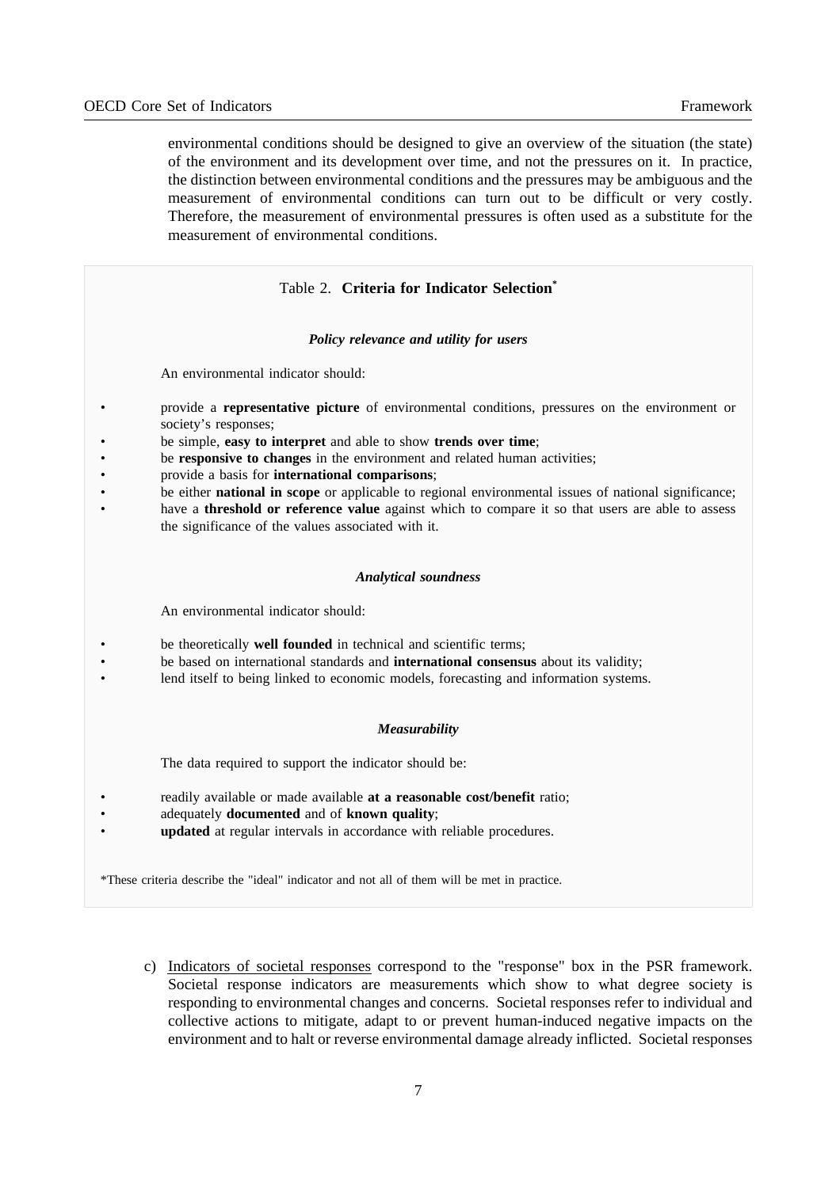environmental conditions should be designed to give an overview of the situation (the state) of the environment and its development over time, and not the pressures on it. In practice, the distinction between environmental conditions and the pressures may be ambiguous and the measurement of environmental conditions can turn out to be difficult or very costly. Therefore, the measurement of environmental pressures is often used as a substitute for the measurement of environmental conditions.

### Table 2. **Criteria for Indicator Selection**[*]

***Policy relevance and utility for users***

An environmental indicator should:

- provide a **representative picture** of environmental conditions, pressures on the environment or society's responses;
- be simple, **easy to interpret** and able to show **trends over time**;
- be **responsive to changes** in the environment and related human activities;
- provide a basis for **international comparisons**;
- be either **national in scope** or applicable to regional environmental issues of national significance;
- have a **threshold or reference value** against which to compare it so that users are able to assess the significance of the values associated with it.

***Analytical soundness***

An environmental indicator should:

- be theoretically **well founded** in technical and scientific terms;
- be based on international standards and **international consensus** about its validity;
- lend itself to being linked to economic models, forecasting and information systems.

***Measurability***

The data required to support the indicator should be:

- readily available or made available **at a reasonable cost/benefit** ratio;
- adequately **documented** and of **known quality**;
- **updated** at regular intervals in accordance with reliable procedures.

*These criteria describe the "ideal" indicator and not all of them will be met in practice.

c) Indicators of societal responses correspond to the "response" box in the PSR framework. Societal response indicators are measurements which show to what degree society is responding to environmental changes and concerns. Societal responses refer to individual and collective actions to mitigate, adapt to or prevent human-induced negative impacts on the environment and to halt or reverse environmental damage already inflicted. Societal responses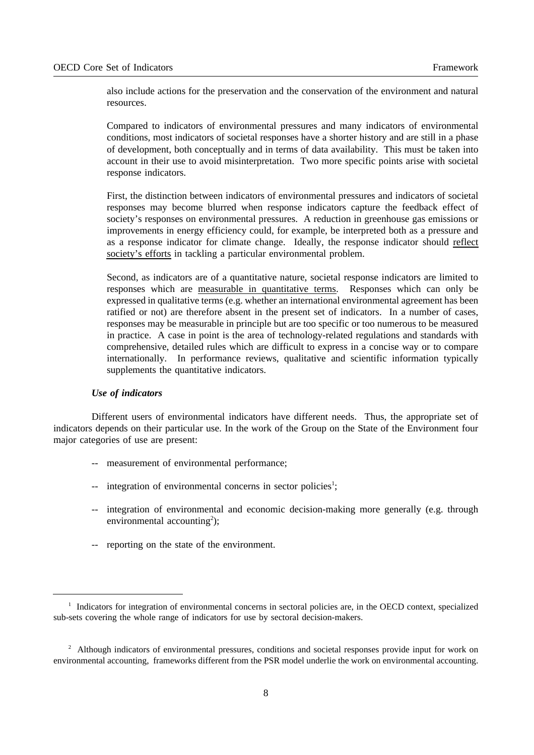also include actions for the preservation and the conservation of the environment and natural resources.

Compared to indicators of environmental pressures and many indicators of environmental conditions, most indicators of societal responses have a shorter history and are still in a phase of development, both conceptually and in terms of data availability. This must be taken into account in their use to avoid misinterpretation. Two more specific points arise with societal response indicators.

First, the distinction between indicators of environmental pressures and indicators of societal responses may become blurred when response indicators capture the feedback effect of society's responses on environmental pressures. A reduction in greenhouse gas emissions or improvements in energy efficiency could, for example, be interpreted both as a pressure and as a response indicator for climate change. Ideally, the response indicator should <u>reflect society's efforts</u> in tackling a particular environmental problem.

Second, as indicators are of a quantitative nature, societal response indicators are limited to responses which are <u>measurable in quantitative terms</u>. Responses which can only be expressed in qualitative terms (e.g. whether an international environmental agreement has been ratified or not) are therefore absent in the present set of indicators. In a number of cases, responses may be measurable in principle but are too specific or too numerous to be measured in practice. A case in point is the area of technology-related regulations and standards with comprehensive, detailed rules which are difficult to express in a concise way or to compare internationally. In performance reviews, qualitative and scientific information typically supplements the quantitative indicators.

***Use of indicators***

Different users of environmental indicators have different needs. Thus, the appropriate set of indicators depends on their particular use. In the work of the Group on the State of the Environment four major categories of use are present:

-- measurement of environmental performance;

-- integration of environmental concerns in sector policies[1];

-- integration of environmental and economic decision-making more generally (e.g. through environmental accounting[2]);

-- reporting on the state of the environment.

---

[1] Indicators for integration of environmental concerns in sectoral policies are, in the OECD context, specialized sub-sets covering the whole range of indicators for use by sectoral decision-makers.

[2] Although indicators of environmental pressures, conditions and societal responses provide input for work on environmental accounting, frameworks different from the PSR model underlie the work on environmental accounting.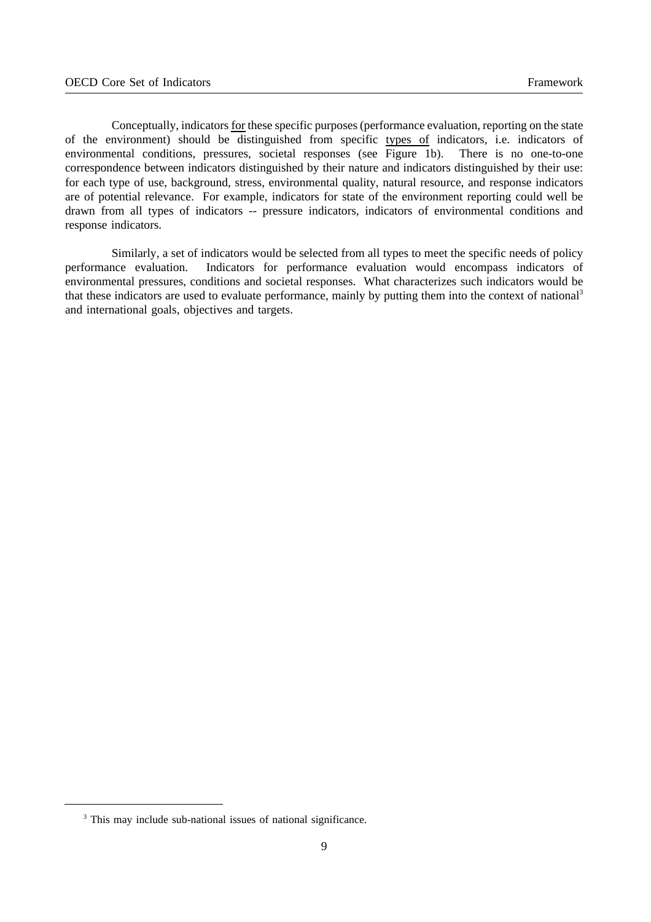Conceptually, indicators for these specific purposes (performance evaluation, reporting on the state of the environment) should be distinguished from specific types of indicators, i.e. indicators of environmental conditions, pressures, societal responses (see Figure 1b). There is no one-to-one correspondence between indicators distinguished by their nature and indicators distinguished by their use: for each type of use, background, stress, environmental quality, natural resource, and response indicators are of potential relevance. For example, indicators for state of the environment reporting could well be drawn from all types of indicators -- pressure indicators, indicators of environmental conditions and response indicators.

Similarly, a set of indicators would be selected from all types to meet the specific needs of policy performance evaluation. Indicators for performance evaluation would encompass indicators of environmental pressures, conditions and societal responses. What characterizes such indicators would be that these indicators are used to evaluate performance, mainly by putting them into the context of national[3] and international goals, objectives and targets.

[3] This may include sub-national issues of national significance.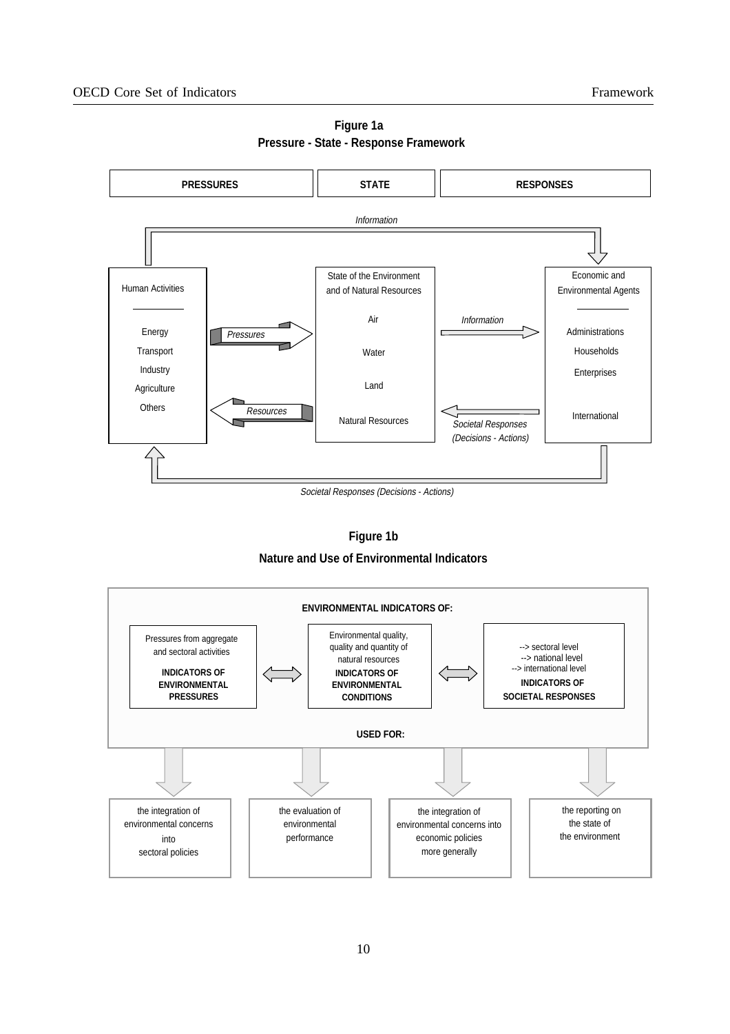**Figure 1a**
**Pressure - State - Response Framework**

PRESSURES

STATE

RESPONSES

*Information*

Human Activities

Energy
Transport
Industry
Agriculture
Others

*Pressures*

*Resources*

State of the Environment and of Natural Resources

Air
Water
Land
Natural Resources

*Information*

*Societal Responses (Decisions - Actions)*

Economic and Environmental Agents

Administrations
Households
Enterprises

International

*Societal Responses (Decisions - Actions)*

**Figure 1b**

**Nature and Use of Environmental Indicators**

**ENVIRONMENTAL INDICATORS OF:**

Pressures from aggregate and sectoral activities
**INDICATORS OF ENVIRONMENTAL PRESSURES**

Environmental quality, quality and quantity of natural resources
**INDICATORS OF ENVIRONMENTAL CONDITIONS**

--> sectoral level
--> national level
--> international level
**INDICATORS OF SOCIETAL RESPONSES**

**USED FOR:**

the integration of environmental concerns into sectoral policies

the evaluation of environmental performance

the integration of environmental concerns into economic policies more generally

the reporting on the state of the environment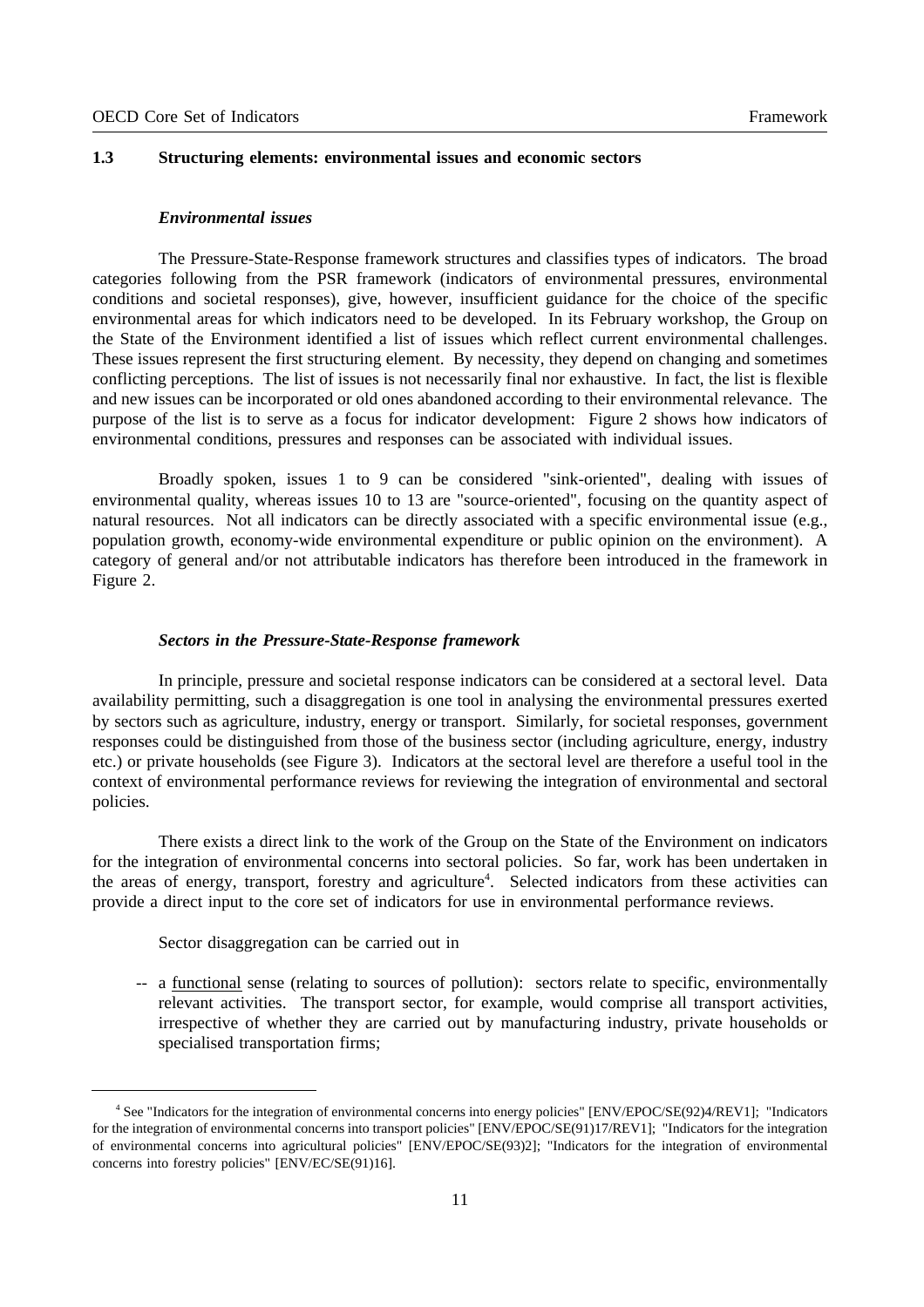## 1.3 Structuring elements: environmental issues and economic sectors

### *Environmental issues*

The Pressure-State-Response framework structures and classifies types of indicators. The broad categories following from the PSR framework (indicators of environmental pressures, environmental conditions and societal responses), give, however, insufficient guidance for the choice of the specific environmental areas for which indicators need to be developed. In its February workshop, the Group on the State of the Environment identified a list of issues which reflect current environmental challenges. These issues represent the first structuring element. By necessity, they depend on changing and sometimes conflicting perceptions. The list of issues is not necessarily final nor exhaustive. In fact, the list is flexible and new issues can be incorporated or old ones abandoned according to their environmental relevance. The purpose of the list is to serve as a focus for indicator development: Figure 2 shows how indicators of environmental conditions, pressures and responses can be associated with individual issues.

Broadly spoken, issues 1 to 9 can be considered "sink-oriented", dealing with issues of environmental quality, whereas issues 10 to 13 are "source-oriented", focusing on the quantity aspect of natural resources. Not all indicators can be directly associated with a specific environmental issue (e.g., population growth, economy-wide environmental expenditure or public opinion on the environment). A category of general and/or not attributable indicators has therefore been introduced in the framework in Figure 2.

### *Sectors in the Pressure-State-Response framework*

In principle, pressure and societal response indicators can be considered at a sectoral level. Data availability permitting, such a disaggregation is one tool in analysing the environmental pressures exerted by sectors such as agriculture, industry, energy or transport. Similarly, for societal responses, government responses could be distinguished from those of the business sector (including agriculture, energy, industry etc.) or private households (see Figure 3). Indicators at the sectoral level are therefore a useful tool in the context of environmental performance reviews for reviewing the integration of environmental and sectoral policies.

There exists a direct link to the work of the Group on the State of the Environment on indicators for the integration of environmental concerns into sectoral policies. So far, work has been undertaken in the areas of energy, transport, forestry and agriculture[4]. Selected indicators from these activities can provide a direct input to the core set of indicators for use in environmental performance reviews.

Sector disaggregation can be carried out in

-- a functional sense (relating to sources of pollution): sectors relate to specific, environmentally relevant activities. The transport sector, for example, would comprise all transport activities, irrespective of whether they are carried out by manufacturing industry, private households or specialised transportation firms;

---

[4] See "Indicators for the integration of environmental concerns into energy policies" [ENV/EPOC/SE(92)4/REV1]; "Indicators for the integration of environmental concerns into transport policies" [ENV/EPOC/SE(91)17/REV1]; "Indicators for the integration of environmental concerns into agricultural policies" [ENV/EPOC/SE(93)2]; "Indicators for the integration of environmental concerns into forestry policies" [ENV/EC/SE(91)16].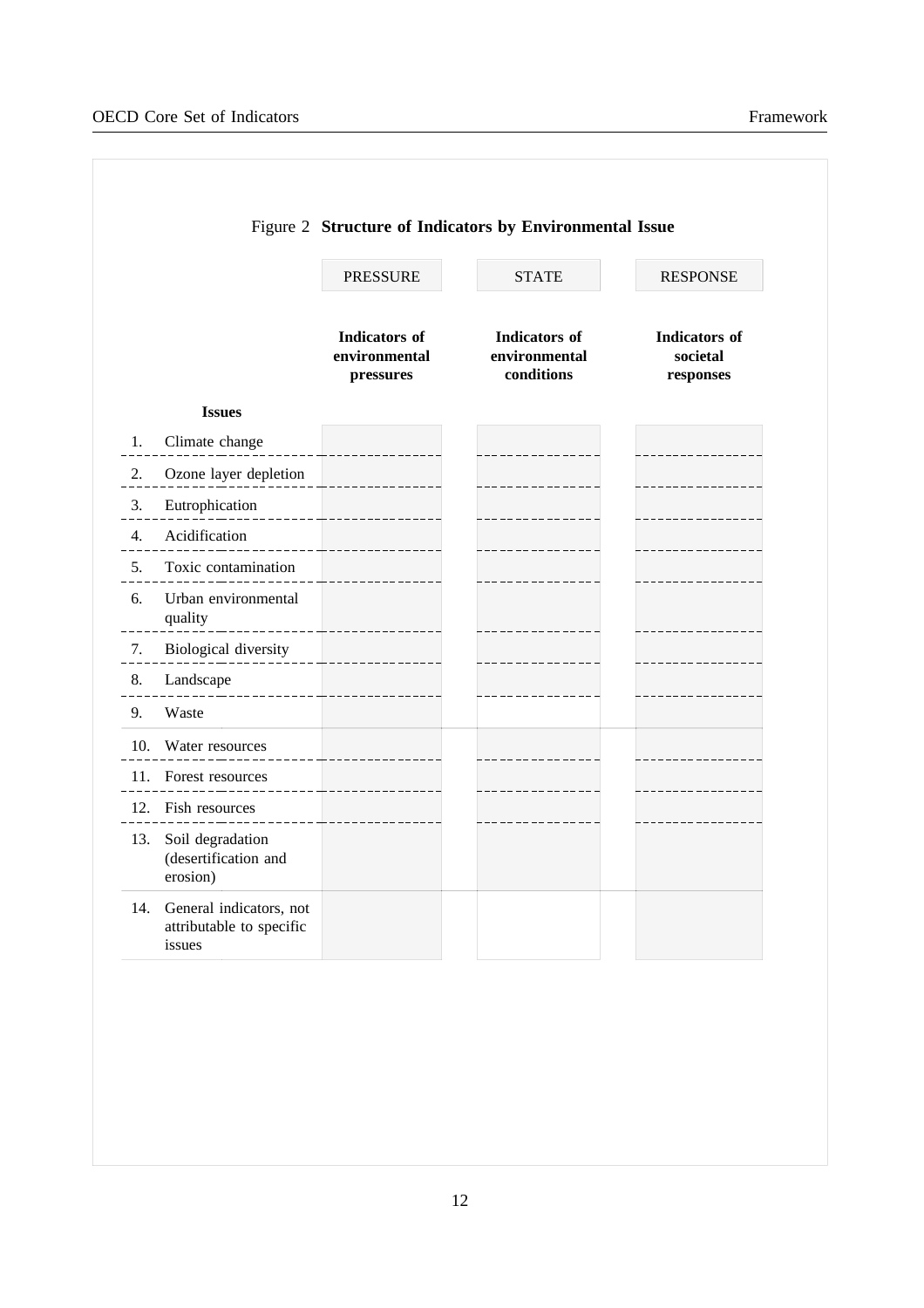Figure 2 **Structure of Indicators by Environmental Issue**

| Issues | PRESSURE<br>**Indicators of environmental pressures** | STATE<br>**Indicators of environmental conditions** | RESPONSE<br>**Indicators of societal responses** |
|---|---|---|---|
| 1. Climate change | | | |
| 2. Ozone layer depletion | | | |
| 3. Eutrophication | | | |
| 4. Acidification | | | |
| 5. Toxic contamination | | | |
| 6. Urban environmental quality | | | |
| 7. Biological diversity | | | |
| 8. Landscape | | | |
| 9. Waste | | | |
| 10. Water resources | | | |
| 11. Forest resources | | | |
| 12. Fish resources | | | |
| 13. Soil degradation (desertification and erosion) | | | |
| 14. General indicators, not attributable to specific issues | | | |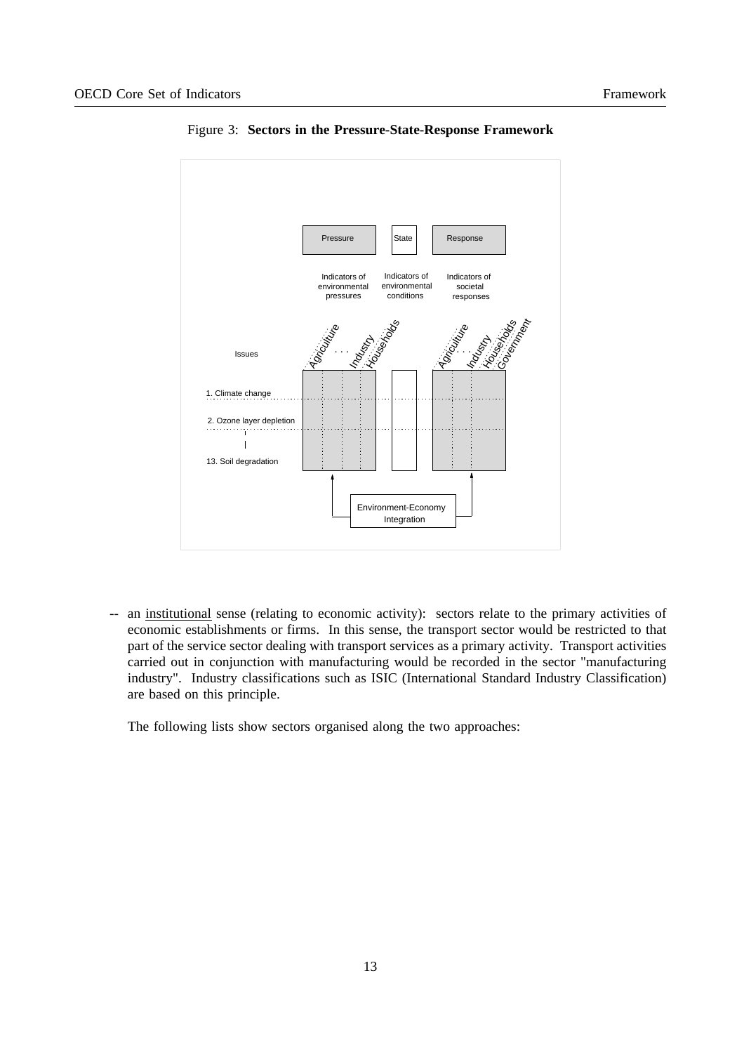Figure 3: **Sectors in the Pressure-State-Response Framework**

Pressure

State

Response

Indicators of environmental pressures

Indicators of environmental conditions

Indicators of societal responses

Issues

Agriculture . . . Industry Households

Agriculture . . . Industry Households Government

1. Climate change

2. Ozone layer depletion

13. Soil degradation

Environment-Economy Integration

-- an <u>institutional</u> sense (relating to economic activity): sectors relate to the primary activities of economic establishments or firms. In this sense, the transport sector would be restricted to that part of the service sector dealing with transport services as a primary activity. Transport activities carried out in conjunction with manufacturing would be recorded in the sector "manufacturing industry". Industry classifications such as ISIC (International Standard Industry Classification) are based on this principle.

The following lists show sectors organised along the two approaches: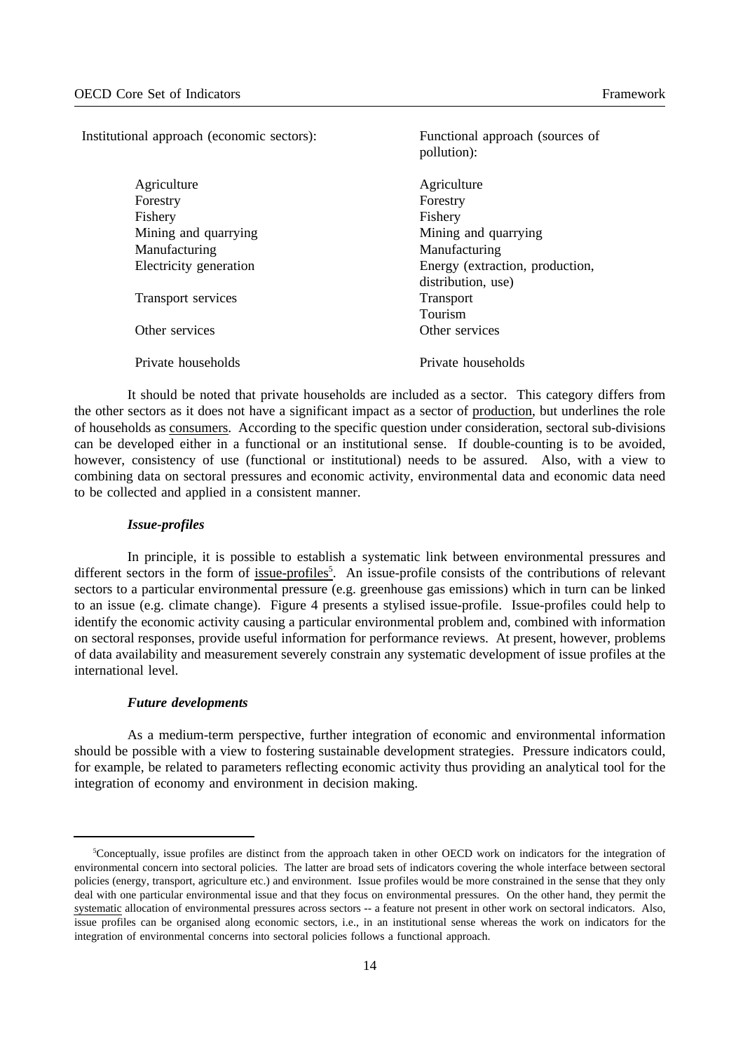| Institutional approach (economic sectors): | Functional approach (sources of pollution): |
|---|---|
| Agriculture | Agriculture |
| Forestry | Forestry |
| Fishery | Fishery |
| Mining and quarrying | Mining and quarrying |
| Manufacturing | Manufacturing |
| Electricity generation | Energy (extraction, production, distribution, use) |
| Transport services | Transport |
| | Tourism |
| Other services | Other services |
| Private households | Private households |

It should be noted that private households are included as a sector. This category differs from the other sectors as it does not have a significant impact as a sector of production, but underlines the role of households as consumers. According to the specific question under consideration, sectoral sub-divisions can be developed either in a functional or an institutional sense. If double-counting is to be avoided, however, consistency of use (functional or institutional) needs to be assured. Also, with a view to combining data on sectoral pressures and economic activity, environmental data and economic data need to be collected and applied in a consistent manner.

***Issue-profiles***

In principle, it is possible to establish a systematic link between environmental pressures and different sectors in the form of issue-profiles[5]. An issue-profile consists of the contributions of relevant sectors to a particular environmental pressure (e.g. greenhouse gas emissions) which in turn can be linked to an issue (e.g. climate change). Figure 4 presents a stylised issue-profile. Issue-profiles could help to identify the economic activity causing a particular environmental problem and, combined with information on sectoral responses, provide useful information for performance reviews. At present, however, problems of data availability and measurement severely constrain any systematic development of issue profiles at the international level.

***Future developments***

As a medium-term perspective, further integration of economic and environmental information should be possible with a view to fostering sustainable development strategies. Pressure indicators could, for example, be related to parameters reflecting economic activity thus providing an analytical tool for the integration of economy and environment in decision making.

---

[5] Conceptually, issue profiles are distinct from the approach taken in other OECD work on indicators for the integration of environmental concern into sectoral policies. The latter are broad sets of indicators covering the whole interface between sectoral policies (energy, transport, agriculture etc.) and environment. Issue profiles would be more constrained in the sense that they only deal with one particular environmental issue and that they focus on environmental pressures. On the other hand, they permit the systematic allocation of environmental pressures across sectors -- a feature not present in other work on sectoral indicators. Also, issue profiles can be organised along economic sectors, i.e., in an institutional sense whereas the work on indicators for the integration of environmental concerns into sectoral policies follows a functional approach.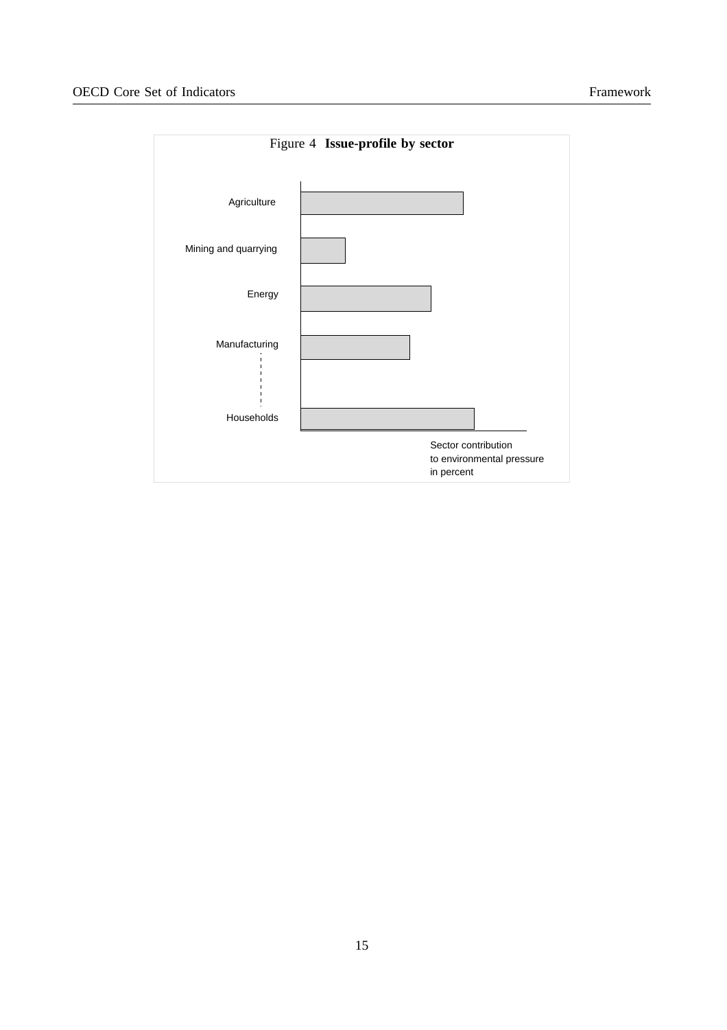Figure 4 **Issue-profile by sector**

Agriculture

Mining and quarrying

Energy

Manufacturing

Households

Sector contribution
to environmental pressure
in percent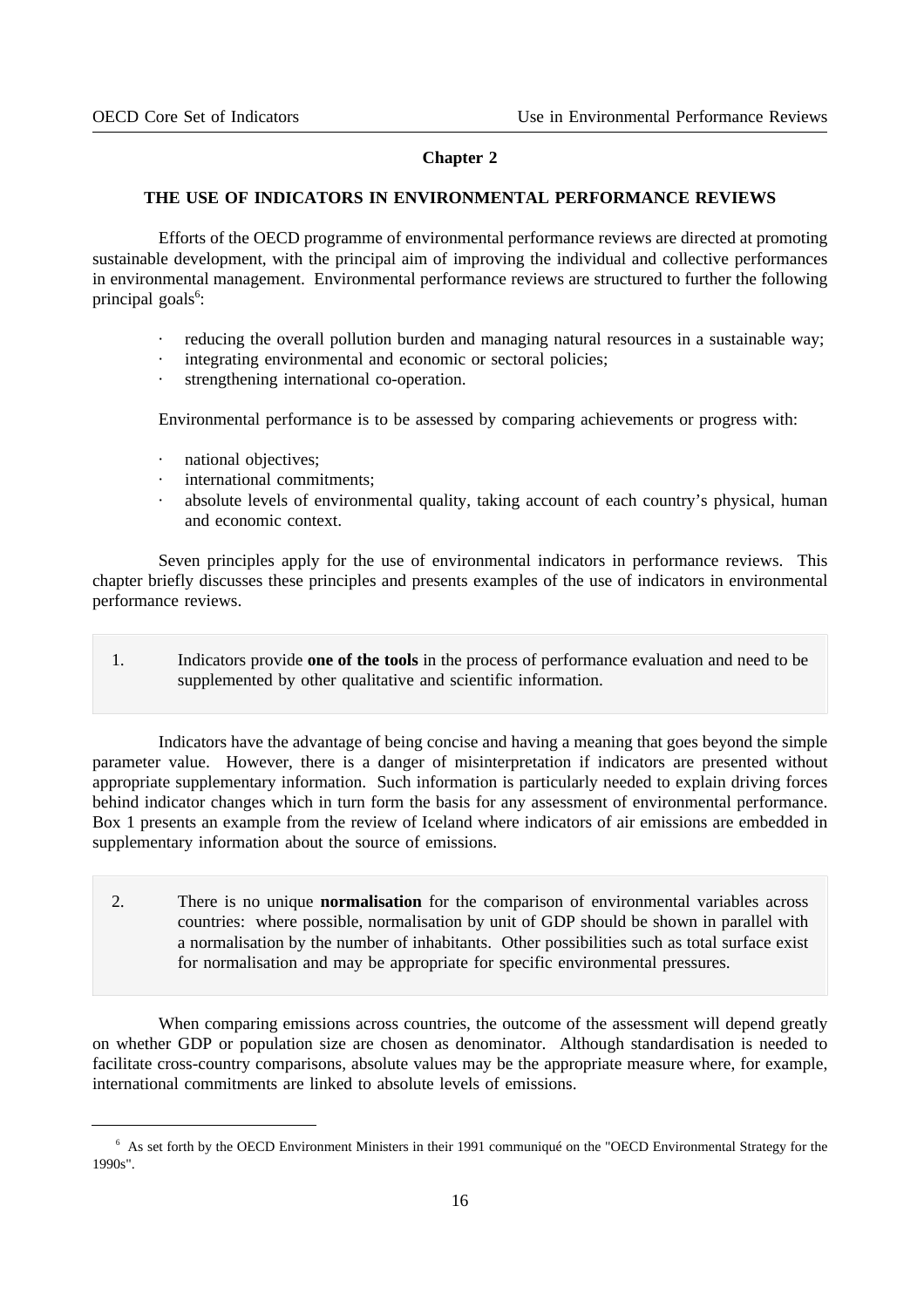# Chapter 2

## THE USE OF INDICATORS IN ENVIRONMENTAL PERFORMANCE REVIEWS

Efforts of the OECD programme of environmental performance reviews are directed at promoting sustainable development, with the principal aim of improving the individual and collective performances in environmental management. Environmental performance reviews are structured to further the following principal goals[6]:

- reducing the overall pollution burden and managing natural resources in a sustainable way;
- integrating environmental and economic or sectoral policies;
- strengthening international co-operation.

Environmental performance is to be assessed by comparing achievements or progress with:

- national objectives;
- international commitments;
- absolute levels of environmental quality, taking account of each country's physical, human and economic context.

Seven principles apply for the use of environmental indicators in performance reviews. This chapter briefly discusses these principles and presents examples of the use of indicators in environmental performance reviews.

> 1. Indicators provide **one of the tools** in the process of performance evaluation and need to be supplemented by other qualitative and scientific information.

Indicators have the advantage of being concise and having a meaning that goes beyond the simple parameter value. However, there is a danger of misinterpretation if indicators are presented without appropriate supplementary information. Such information is particularly needed to explain driving forces behind indicator changes which in turn form the basis for any assessment of environmental performance. Box 1 presents an example from the review of Iceland where indicators of air emissions are embedded in supplementary information about the source of emissions.

> 2. There is no unique **normalisation** for the comparison of environmental variables across countries: where possible, normalisation by unit of GDP should be shown in parallel with a normalisation by the number of inhabitants. Other possibilities such as total surface exist for normalisation and may be appropriate for specific environmental pressures.

When comparing emissions across countries, the outcome of the assessment will depend greatly on whether GDP or population size are chosen as denominator. Although standardisation is needed to facilitate cross-country comparisons, absolute values may be the appropriate measure where, for example, international commitments are linked to absolute levels of emissions.

---

[6] As set forth by the OECD Environment Ministers in their 1991 communiqué on the "OECD Environmental Strategy for the 1990s".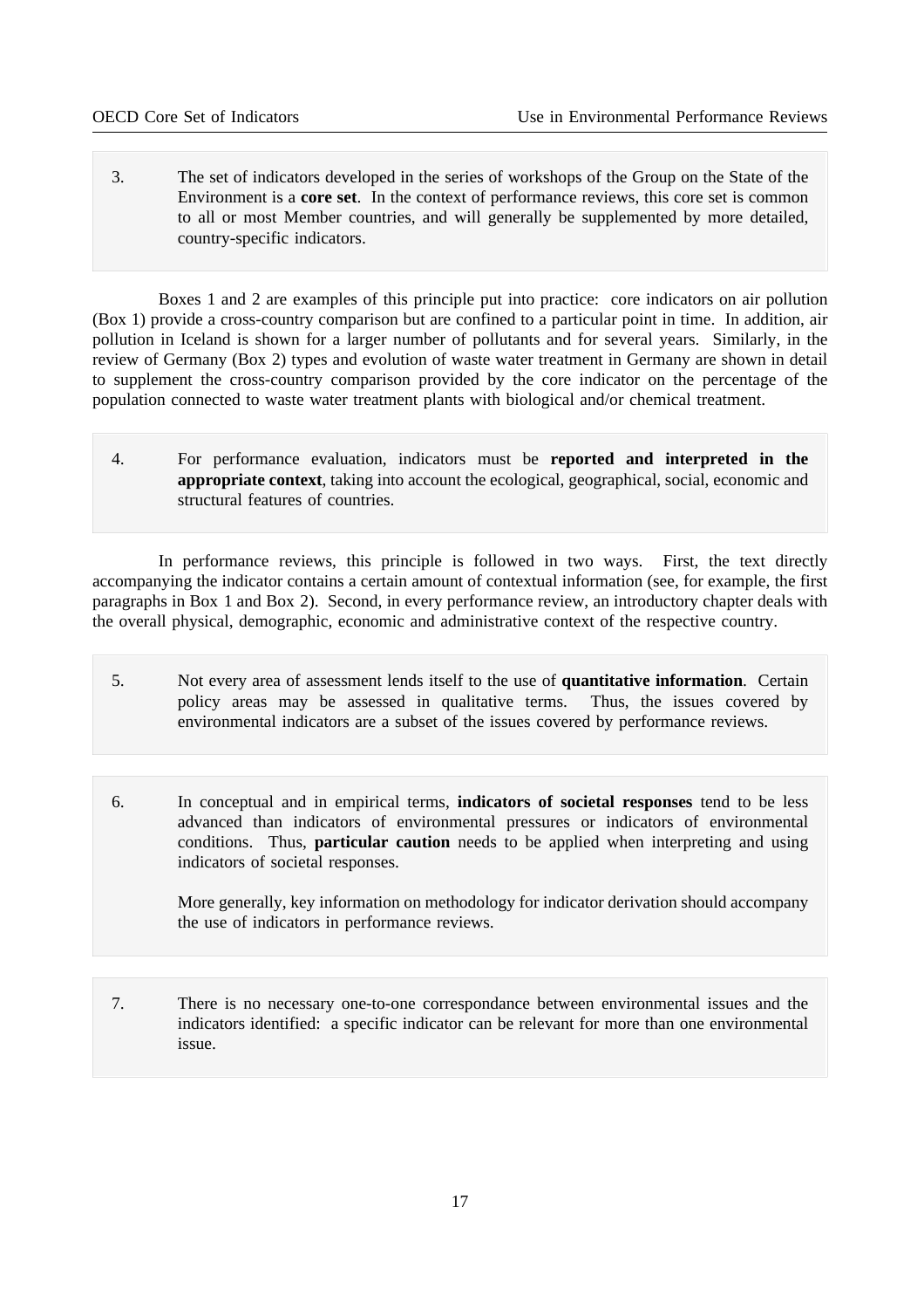3. The set of indicators developed in the series of workshops of the Group on the State of the Environment is a **core set**. In the context of performance reviews, this core set is common to all or most Member countries, and will generally be supplemented by more detailed, country-specific indicators.

Boxes 1 and 2 are examples of this principle put into practice: core indicators on air pollution (Box 1) provide a cross-country comparison but are confined to a particular point in time. In addition, air pollution in Iceland is shown for a larger number of pollutants and for several years. Similarly, in the review of Germany (Box 2) types and evolution of waste water treatment in Germany are shown in detail to supplement the cross-country comparison provided by the core indicator on the percentage of the population connected to waste water treatment plants with biological and/or chemical treatment.

4. For performance evaluation, indicators must be **reported and interpreted in the appropriate context**, taking into account the ecological, geographical, social, economic and structural features of countries.

In performance reviews, this principle is followed in two ways. First, the text directly accompanying the indicator contains a certain amount of contextual information (see, for example, the first paragraphs in Box 1 and Box 2). Second, in every performance review, an introductory chapter deals with the overall physical, demographic, economic and administrative context of the respective country.

5. Not every area of assessment lends itself to the use of **quantitative information**. Certain policy areas may be assessed in qualitative terms. Thus, the issues covered by environmental indicators are a subset of the issues covered by performance reviews.

6. In conceptual and in empirical terms, **indicators of societal responses** tend to be less advanced than indicators of environmental pressures or indicators of environmental conditions. Thus, **particular caution** needs to be applied when interpreting and using indicators of societal responses.

   More generally, key information on methodology for indicator derivation should accompany the use of indicators in performance reviews.

7. There is no necessary one-to-one correspondance between environmental issues and the indicators identified: a specific indicator can be relevant for more than one environmental issue.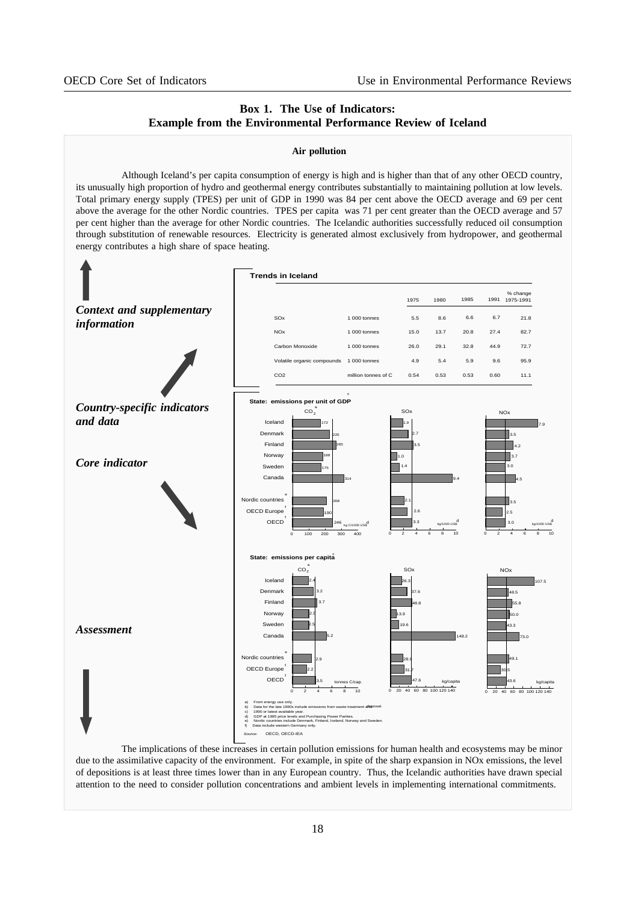# Box 1. The Use of Indicators: Example from the Environmental Performance Review of Iceland

**Air pollution**

Although Iceland's per capita consumption of energy is high and is higher than that of any other OECD country, its unusually high proportion of hydro and geothermal energy contributes substantially to maintaining pollution at low levels. Total primary energy supply (TPES) per unit of GDP in 1990 was 84 per cent above the OECD average and 69 per cent above the average for the other Nordic countries. TPES per capita was 71 per cent greater than the OECD average and 57 per cent higher than the average for other Nordic countries. The Icelandic authorities successfully reduced oil consumption through substitution of renewable resources. Electricity is generated almost exclusively from hydropower, and geothermal energy contributes a high share of space heating.

*Context and supplementary information*

*Country-specific indicators and data*

*Core indicator*

*Assessment*

**Trends in Iceland**

| | | 1975 | 1980 | 1985 | 1991 | % change 1975-1991 |
|---|---|---|---|---|---|---|
| SOx | 1 000 tonnes | 5.5 | 8.6 | 6.6 | 6.7 | 21.8 |
| NOx | 1 000 tonnes | 15.0 | 13.7 | 20.8 | 27.4 | 82.7 |
| Carbon Monoxide | 1 000 tonnes | 26.0 | 29.1 | 32.8 | 44.9 | 72.7 |
| Volatile organic compounds | 1 000 tonnes | 4.9 | 5.4 | 5.9 | 9.6 | 95.9 |
| CO2 | million tonnes of C | 0.54 | 0.53 | 0.53 | 0.60 | 11.1 |

**State: emissions per unit of GDP[c]**

$CO_2$[a]
Iceland 172
Denmark 225
Finland 265
Norway 188
Sweden 175
Canada 314
Nordic countries[e] 208
OECD Europe[f] 190
OECD[f] 246
kg C/1000 US$[d]
0 100 200 300 400

SOx
Iceland 1.9
Denmark 2.7
Finland 3.5
Norway 1.0
Sweden 1.4
Canada 9.4
Nordic countries[e] 2.1
OECD Europe[f] 2.6
OECD[f] 3.3
kg/1000 US$[d]
0 2 4 6 8 10

NOx
Iceland 7.9
Denmark 3.5
Finland 4.2
Norway 3.7
Sweden 3.0
Canada 4.5
Nordic countries[e] 3.5
OECD Europe[f] 2.5
OECD[f] 3.0
kg/1000 US$[d]
0 2 4 6 8 10

**State: emissions per capita[c]**

$CO_2$[a]
Iceland 2.4
Denmark 3.2
Finland 3.7
Norway 2.5
Sweden 2.5
Canada 5.2
Nordic countries[e] 2.9
OECD Europe[f] 2.2
OECD[f] 3.5
tonnes C/cap.
0 2 4 6 8 10

SOx
Iceland 26.3
Denmark 37.6
Finland 48.8
Norway 13.9
Sweden 19.6
Canada 148.2
Nordic countries[e] 28.9
OECD Europe[f] 31.7
OECD[f] 47.6
kg/capita
0 20 40 60 80 100 120 140

NOx
Iceland 107.5
Denmark 48.5
Finland 55.8
Norway 50.0
Sweden 43.3
Canada 73.0
Nordic countries[e] 49.1
OECD Europe[f] 30.5
OECD[f] 43.6
kg/capita
0 20 40 60 80 100 120 140

a) From energy use only.
b) Data for the late 1980s include emissions from waste treatment and disposal.
c) 1990 or latest available year.
d) GDP at 1985 price levels and Purchasing Power Parities.
e) Nordic countries include Denmark, Finland, Iceland, Norway and Sweden.
f) Data include western Germany only.

*Source:* OECD, OECD-IEA

The implications of these increases in certain pollution emissions for human health and ecosystems may be minor due to the assimilative capacity of the environment. For example, in spite of the sharp expansion in NOx emissions, the level of depositions is at least three times lower than in any European country. Thus, the Icelandic authorities have drawn special attention to the need to consider pollution concentrations and ambient levels in implementing international commitments.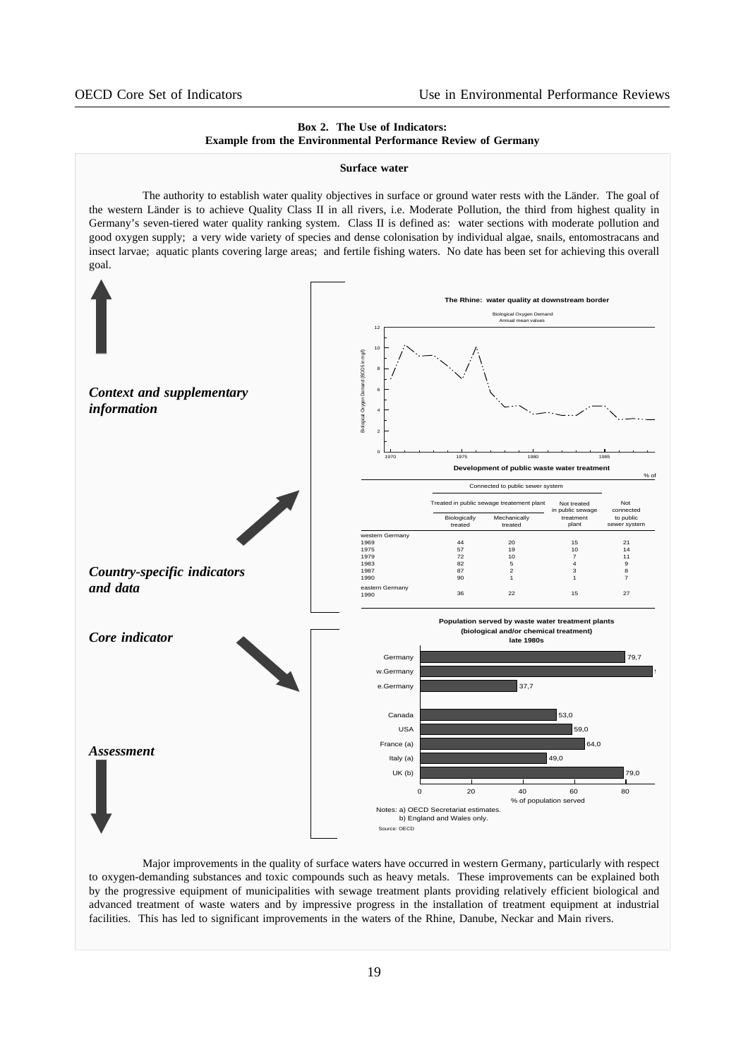**Box 2. The Use of Indicators:**
**Example from the Environmental Performance Review of Germany**

**Surface water**

The authority to establish water quality objectives in surface or ground water rests with the Länder. The goal of the western Länder is to achieve Quality Class II in all rivers, i.e. Moderate Pollution, the third from highest quality in Germany's seven-tiered water quality ranking system. Class II is defined as: water sections with moderate pollution and good oxygen supply; a very wide variety of species and dense colonisation by individual algae, snails, entomostracans and insect larvae; aquatic plants covering large areas; and fertile fishing waters. No date has been set for achieving this overall goal.

*Context and supplementary information*

**The Rhine: water quality at downstream border**

Biological Oxygen Demand
Annual mean values

*Country-specific indicators and data*

**Development of public waste water treatment**

% of

| | Connected to public sewer system | | | |
|---|---|---|---|---|
| | Treated in public sewage treatement plant | | Not treated in public sewage treatment plant | Not connected to public sewer system |
| | Biologically treated | Mechanically treated | | |
| western Germany | | | | |
| 1969 | 44 | 20 | 15 | 21 |
| 1975 | 57 | 19 | 10 | 14 |
| 1979 | 72 | 10 | 7 | 11 |
| 1983 | 82 | 5 | 4 | 9 |
| 1987 | 87 | 2 | 3 | 8 |
| 1990 | 90 | 1 | 1 | 7 |
| eastern Germany 1990 | 36 | 22 | 15 | 27 |

*Core indicator*

**Population served by waste water treatment plants (biological and/or chemical treatment) late 1980s**

| Country | % of population served |
|---|---|
| Germany | 79,7 |
| w.Germany | 9 |
| e.Germany | 37,7 |
| Canada | 53,0 |
| USA | 59,0 |
| France (a) | 64,0 |
| Italy (a) | 49,0 |
| UK (b) | 79,0 |

Notes: a) OECD Secretariat estimates.
b) England and Wales only.

Source: OECD

*Assessment*

Major improvements in the quality of surface waters have occurred in western Germany, particularly with respect to oxygen-demanding substances and toxic compounds such as heavy metals. These improvements can be explained both by the progressive equipment of municipalities with sewage treatment plants providing relatively efficient biological and advanced treatment of waste waters and by impressive progress in the installation of treatment equipment at industrial facilities. This has led to significant improvements in the waters of the Rhine, Danube, Neckar and Main rivers.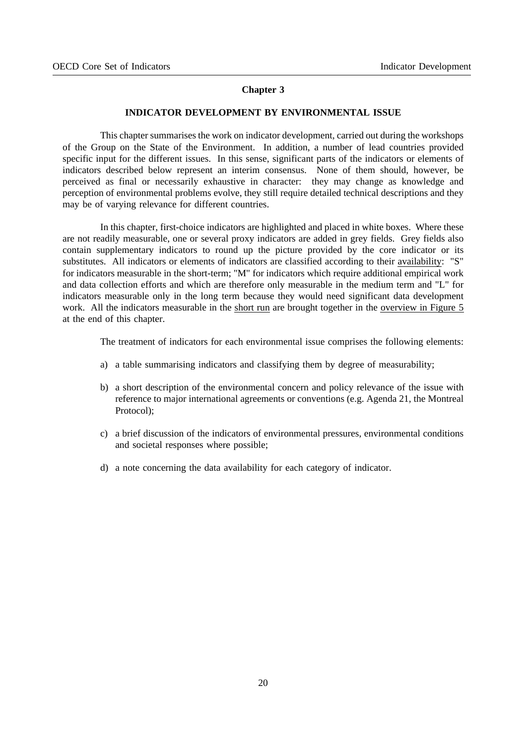# Chapter 3

## INDICATOR DEVELOPMENT BY ENVIRONMENTAL ISSUE

This chapter summarises the work on indicator development, carried out during the workshops of the Group on the State of the Environment. In addition, a number of lead countries provided specific input for the different issues. In this sense, significant parts of the indicators or elements of indicators described below represent an interim consensus. None of them should, however, be perceived as final or necessarily exhaustive in character: they may change as knowledge and perception of environmental problems evolve, they still require detailed technical descriptions and they may be of varying relevance for different countries.

In this chapter, first-choice indicators are highlighted and placed in white boxes. Where these are not readily measurable, one or several proxy indicators are added in grey fields. Grey fields also contain supplementary indicators to round up the picture provided by the core indicator or its substitutes. All indicators or elements of indicators are classified according to their availability: "S" for indicators measurable in the short-term; "M" for indicators which require additional empirical work and data collection efforts and which are therefore only measurable in the medium term and "L" for indicators measurable only in the long term because they would need significant data development work. All the indicators measurable in the short run are brought together in the overview in Figure 5 at the end of this chapter.

The treatment of indicators for each environmental issue comprises the following elements:

a) a table summarising indicators and classifying them by degree of measurability;

b) a short description of the environmental concern and policy relevance of the issue with reference to major international agreements or conventions (e.g. Agenda 21, the Montreal Protocol);

c) a brief discussion of the indicators of environmental pressures, environmental conditions and societal responses where possible;

d) a note concerning the data availability for each category of indicator.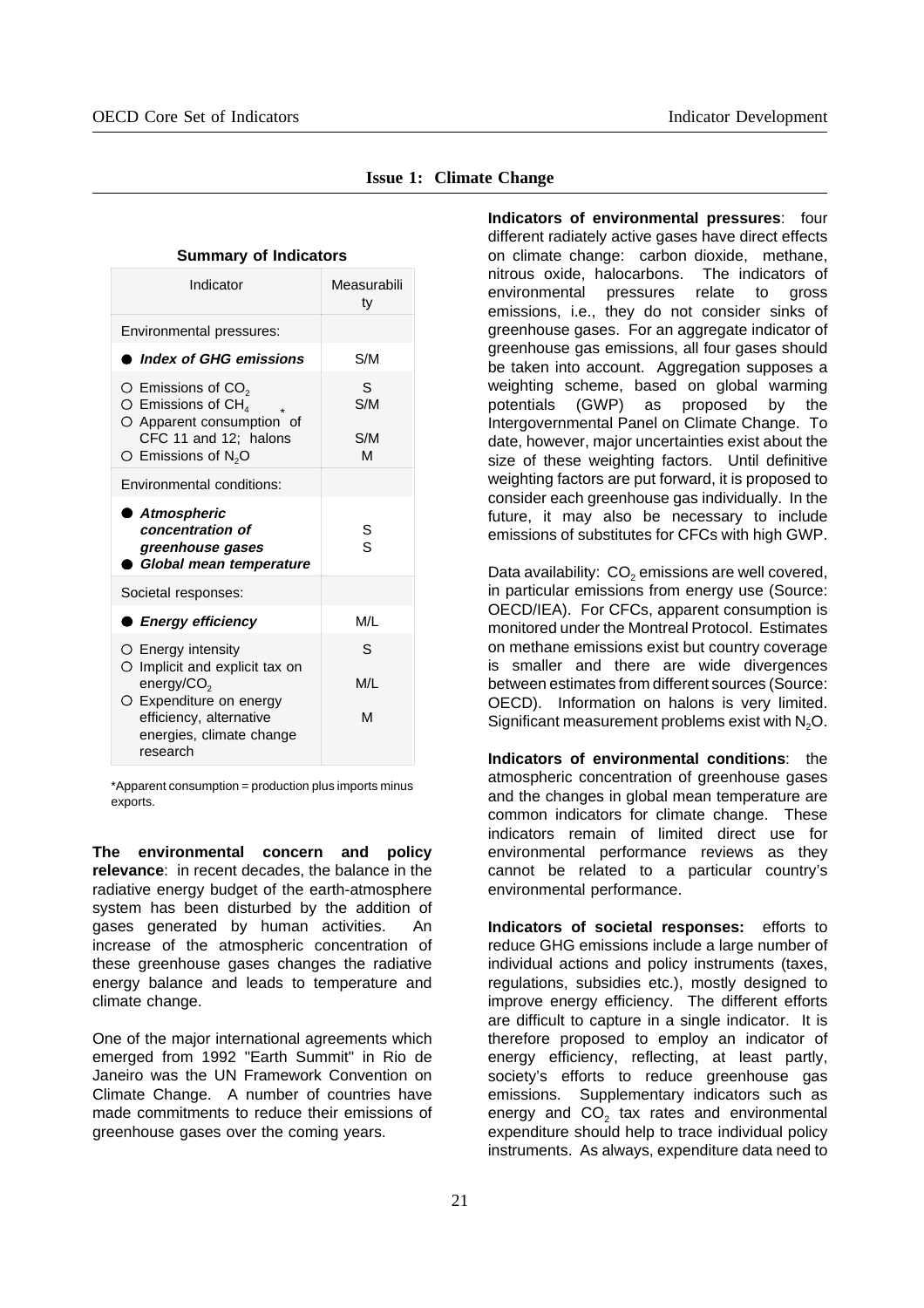## Issue 1: Climate Change

**Summary of Indicators**

| Indicator | Measurability |
|---|---|
| Environmental pressures: | |
| ● ***Index of GHG emissions*** | S/M |
| ○ Emissions of $CO_2$ | S |
| ○ Emissions of $CH_4$ | S/M |
| ○ Apparent consumption* of CFC 11 and 12; halons | S/M |
| ○ Emissions of $N_2O$ | M |
| Environmental conditions: | |
| ● ***Atmospheric concentration of greenhouse gases*** | S |
| ● ***Global mean temperature*** | S |
| Societal responses: | |
| ● ***Energy efficiency*** | M/L |
| ○ Energy intensity | S |
| ○ Implicit and explicit tax on energy/$CO_2$ | M/L |
| ○ Expenditure on energy efficiency, alternative energies, climate change research | M |

*Apparent consumption = production plus imports minus exports.

**The environmental concern and policy relevance**: in recent decades, the balance in the radiative energy budget of the earth-atmosphere system has been disturbed by the addition of gases generated by human activities. An increase of the atmospheric concentration of these greenhouse gases changes the radiative energy balance and leads to temperature and climate change.

One of the major international agreements which emerged from 1992 "Earth Summit" in Rio de Janeiro was the UN Framework Convention on Climate Change. A number of countries have made commitments to reduce their emissions of greenhouse gases over the coming years.

**Indicators of environmental pressures**: four different radiately active gases have direct effects on climate change: carbon dioxide, methane, nitrous oxide, halocarbons. The indicators of environmental pressures relate to gross emissions, i.e., they do not consider sinks of greenhouse gases. For an aggregate indicator of greenhouse gas emissions, all four gases should be taken into account. Aggregation supposes a weighting scheme, based on global warming potentials (GWP) as proposed by the Intergovernmental Panel on Climate Change. To date, however, major uncertainties exist about the size of these weighting factors. Until definitive weighting factors are put forward, it is proposed to consider each greenhouse gas individually. In the future, it may also be necessary to include emissions of substitutes for CFCs with high GWP.

Data availability: $CO_2$ emissions are well covered, in particular emissions from energy use (Source: OECD/IEA). For CFCs, apparent consumption is monitored under the Montreal Protocol. Estimates on methane emissions exist but country coverage is smaller and there are wide divergences between estimates from different sources (Source: OECD). Information on halons is very limited. Significant measurement problems exist with $N_2O$.

**Indicators of environmental conditions**: the atmospheric concentration of greenhouse gases and the changes in global mean temperature are common indicators for climate change. These indicators remain of limited direct use for environmental performance reviews as they cannot be related to a particular country's environmental performance.

**Indicators of societal responses:** efforts to reduce GHG emissions include a large number of individual actions and policy instruments (taxes, regulations, subsidies etc.), mostly designed to improve energy efficiency. The different efforts are difficult to capture in a single indicator. It is therefore proposed to employ an indicator of energy efficiency, reflecting, at least partly, society's efforts to reduce greenhouse gas emissions. Supplementary indicators such as energy and $CO_2$ tax rates and environmental expenditure should help to trace individual policy instruments. As always, expenditure data need to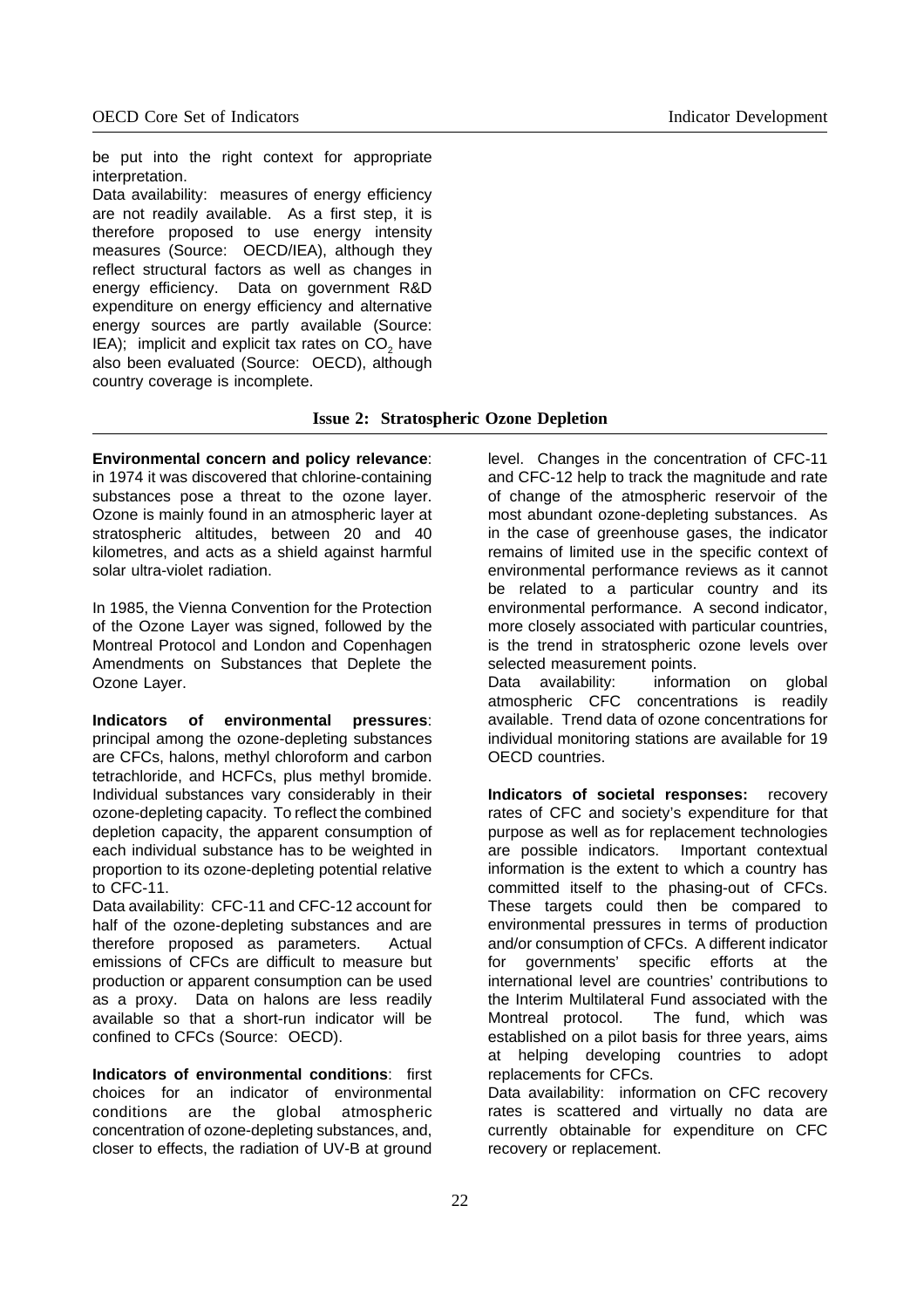be put into the right context for appropriate interpretation.

Data availability: measures of energy efficiency are not readily available. As a first step, it is therefore proposed to use energy intensity measures (Source: OECD/IEA), although they reflect structural factors as well as changes in energy efficiency. Data on government R&D expenditure on energy efficiency and alternative energy sources are partly available (Source: IEA); implicit and explicit tax rates on $CO_2$ have also been evaluated (Source: OECD), although country coverage is incomplete.

## Issue 2: Stratospheric Ozone Depletion

**Environmental concern and policy relevance**: in 1974 it was discovered that chlorine-containing substances pose a threat to the ozone layer. Ozone is mainly found in an atmospheric layer at stratospheric altitudes, between 20 and 40 kilometres, and acts as a shield against harmful solar ultra-violet radiation.

In 1985, the Vienna Convention for the Protection of the Ozone Layer was signed, followed by the Montreal Protocol and London and Copenhagen Amendments on Substances that Deplete the Ozone Layer.

**Indicators of environmental pressures**: principal among the ozone-depleting substances are CFCs, halons, methyl chloroform and carbon tetrachloride, and HCFCs, plus methyl bromide. Individual substances vary considerably in their ozone-depleting capacity. To reflect the combined depletion capacity, the apparent consumption of each individual substance has to be weighted in proportion to its ozone-depleting potential relative to CFC-11.

Data availability: CFC-11 and CFC-12 account for half of the ozone-depleting substances and are therefore proposed as parameters. Actual emissions of CFCs are difficult to measure but production or apparent consumption can be used as a proxy. Data on halons are less readily available so that a short-run indicator will be confined to CFCs (Source: OECD).

**Indicators of environmental conditions**: first choices for an indicator of environmental conditions are the global atmospheric concentration of ozone-depleting substances, and, closer to effects, the radiation of UV-B at ground level. Changes in the concentration of CFC-11 and CFC-12 help to track the magnitude and rate of change of the atmospheric reservoir of the most abundant ozone-depleting substances. As in the case of greenhouse gases, the indicator remains of limited use in the specific context of environmental performance reviews as it cannot be related to a particular country and its environmental performance. A second indicator, more closely associated with particular countries, is the trend in stratospheric ozone levels over selected measurement points.

Data availability: information on global atmospheric CFC concentrations is readily available. Trend data of ozone concentrations for individual monitoring stations are available for 19 OECD countries.

**Indicators of societal responses:** recovery rates of CFC and society's expenditure for that purpose as well as for replacement technologies are possible indicators. Important contextual information is the extent to which a country has committed itself to the phasing-out of CFCs. These targets could then be compared to environmental pressures in terms of production and/or consumption of CFCs. A different indicator for governments' specific efforts at the international level are countries' contributions to the Interim Multilateral Fund associated with the Montreal protocol. The fund, which was established on a pilot basis for three years, aims at helping developing countries to adopt replacements for CFCs.

Data availability: information on CFC recovery rates is scattered and virtually no data are currently obtainable for expenditure on CFC recovery or replacement.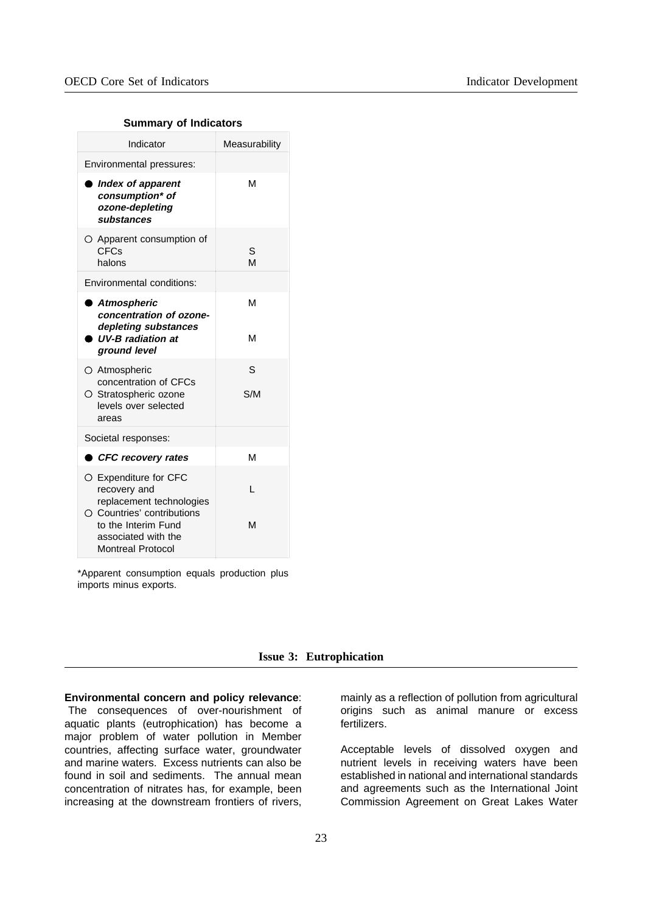**Summary of Indicators**

| Indicator | Measurability |
|---|---|
| Environmental pressures: | |
| ● ***Index of apparent consumption* of ozone-depleting substances*** | M |
| ○ Apparent consumption of CFCs<br>halons | <br>S<br>M |
| Environmental conditions: | |
| ● ***Atmospheric concentration of ozone-depleting substances*** | M |
| ● ***UV-B radiation at ground level*** | M |
| ○ Atmospheric concentration of CFCs | S |
| ○ Stratospheric ozone levels over selected areas | S/M |
| Societal responses: | |
| ● ***CFC recovery rates*** | M |
| ○ Expenditure for CFC recovery and replacement technologies | L |
| ○ Countries' contributions to the Interim Fund associated with the Montreal Protocol | M |

*Apparent consumption equals production plus imports minus exports.

## Issue 3: Eutrophication

**Environmental concern and policy relevance**: The consequences of over-nourishment of aquatic plants (eutrophication) has become a major problem of water pollution in Member countries, affecting surface water, groundwater and marine waters. Excess nutrients can also be found in soil and sediments. The annual mean concentration of nitrates has, for example, been increasing at the downstream frontiers of rivers, mainly as a reflection of pollution from agricultural origins such as animal manure or excess fertilizers.

Acceptable levels of dissolved oxygen and nutrient levels in receiving waters have been established in national and international standards and agreements such as the International Joint Commission Agreement on Great Lakes Water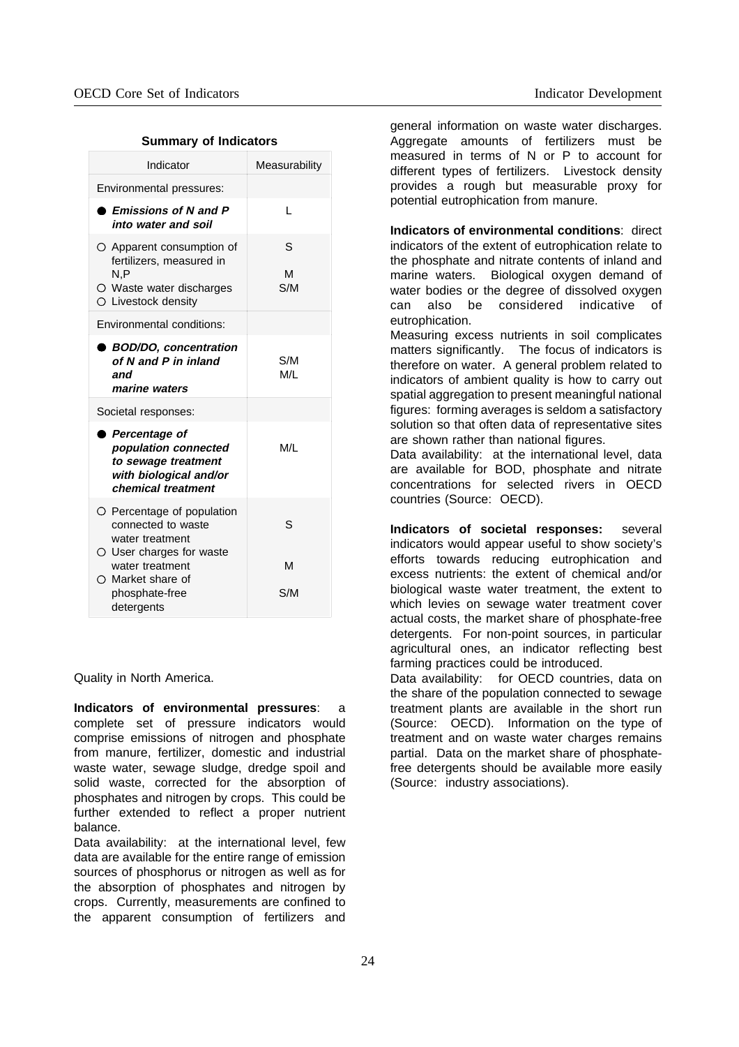**Summary of Indicators**

| Indicator | Measurability |
|---|---|
| Environmental pressures: | |
| ● ***Emissions of N and P into water and soil*** | L |
| ○ Apparent consumption of fertilizers, measured in N,P<br>○ Waste water discharges<br>○ Livestock density | S<br><br>M<br>S/M |
| Environmental conditions: | |
| ● ***BOD/DO, concentration of N and P in inland and marine waters*** | S/M<br>M/L |
| Societal responses: | |
| ● ***Percentage of population connected to sewage treatment with biological and/or chemical treatment*** | M/L |
| ○ Percentage of population connected to waste water treatment<br>○ User charges for waste water treatment<br>○ Market share of phosphate-free detergents | S<br><br>M<br><br>S/M |

Quality in North America.

**Indicators of environmental pressures**: a complete set of pressure indicators would comprise emissions of nitrogen and phosphate from manure, fertilizer, domestic and industrial waste water, sewage sludge, dredge spoil and solid waste, corrected for the absorption of phosphates and nitrogen by crops. This could be further extended to reflect a proper nutrient balance.

Data availability: at the international level, few data are available for the entire range of emission sources of phosphorus or nitrogen as well as for the absorption of phosphates and nitrogen by crops. Currently, measurements are confined to the apparent consumption of fertilizers and general information on waste water discharges. Aggregate amounts of fertilizers must be measured in terms of N or P to account for different types of fertilizers. Livestock density provides a rough but measurable proxy for potential eutrophication from manure.

**Indicators of environmental conditions**: direct indicators of the extent of eutrophication relate to the phosphate and nitrate contents of inland and marine waters. Biological oxygen demand of water bodies or the degree of dissolved oxygen can also be considered indicative of eutrophication.

Measuring excess nutrients in soil complicates matters significantly. The focus of indicators is therefore on water. A general problem related to indicators of ambient quality is how to carry out spatial aggregation to present meaningful national figures: forming averages is seldom a satisfactory solution so that often data of representative sites are shown rather than national figures.

Data availability: at the international level, data are available for BOD, phosphate and nitrate concentrations for selected rivers in OECD countries (Source: OECD).

**Indicators of societal responses:** several indicators would appear useful to show society's efforts towards reducing eutrophication and excess nutrients: the extent of chemical and/or biological waste water treatment, the extent to which levies on sewage water treatment cover actual costs, the market share of phosphate-free detergents. For non-point sources, in particular agricultural ones, an indicator reflecting best farming practices could be introduced.

Data availability: for OECD countries, data on the share of the population connected to sewage treatment plants are available in the short run (Source: OECD). Information on the type of treatment and on waste water charges remains partial. Data on the market share of phosphate-free detergents should be available more easily (Source: industry associations).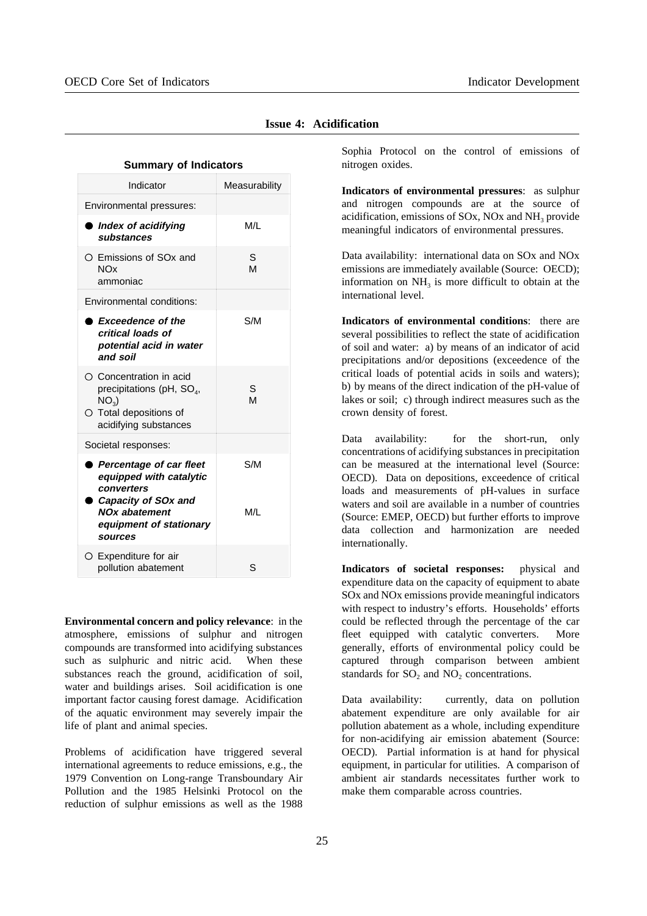## Issue 4: Acidification

**Summary of Indicators**

| Indicator | Measurability |
|---|---|
| Environmental pressures: | |
| ● ***Index of acidifying substances*** | M/L |
| ○ Emissions of SOx and NOx ammoniac | S<br>M |
| Environmental conditions: | |
| ● ***Exceedence of the critical loads of potential acid in water and soil*** | S/M |
| ○ Concentration in acid precipitations (pH, $SO_4$, $NO_3$)<br>○ Total depositions of acidifying substances | S<br>M |
| Societal responses: | |
| ● ***Percentage of car fleet equipped with catalytic converters*** | S/M |
| ● ***Capacity of SOx and NOx abatement equipment of stationary sources*** | M/L |
| ○ Expenditure for air pollution abatement | S |

**Environmental concern and policy relevance**: in the atmosphere, emissions of sulphur and nitrogen compounds are transformed into acidifying substances such as sulphuric and nitric acid. When these substances reach the ground, acidification of soil, water and buildings arises. Soil acidification is one important factor causing forest damage. Acidification of the aquatic environment may severely impair the life of plant and animal species.

Problems of acidification have triggered several international agreements to reduce emissions, e.g., the 1979 Convention on Long-range Transboundary Air Pollution and the 1985 Helsinki Protocol on the reduction of sulphur emissions as well as the 1988 Sophia Protocol on the control of emissions of nitrogen oxides.

**Indicators of environmental pressures**: as sulphur and nitrogen compounds are at the source of acidification, emissions of SOx, NOx and $NH_3$ provide meaningful indicators of environmental pressures.

Data availability: international data on SOx and NOx emissions are immediately available (Source: OECD); information on $NH_3$ is more difficult to obtain at the international level.

**Indicators of environmental conditions**: there are several possibilities to reflect the state of acidification of soil and water: a) by means of an indicator of acid precipitations and/or depositions (exceedence of the critical loads of potential acids in soils and waters); b) by means of the direct indication of the pH-value of lakes or soil; c) through indirect measures such as the crown density of forest.

Data availability: for the short-run, only concentrations of acidifying substances in precipitation can be measured at the international level (Source: OECD). Data on depositions, exceedence of critical loads and measurements of pH-values in surface waters and soil are available in a number of countries (Source: EMEP, OECD) but further efforts to improve data collection and harmonization are needed internationally.

**Indicators of societal responses:** physical and expenditure data on the capacity of equipment to abate SOx and NOx emissions provide meaningful indicators with respect to industry's efforts. Households' efforts could be reflected through the percentage of the car fleet equipped with catalytic converters. More generally, efforts of environmental policy could be captured through comparison between ambient standards for $SO_2$ and $NO_2$ concentrations.

Data availability: currently, data on pollution abatement expenditure are only available for air pollution abatement as a whole, including expenditure for non-acidifying air emission abatement (Source: OECD). Partial information is at hand for physical equipment, in particular for utilities. A comparison of ambient air standards necessitates further work to make them comparable across countries.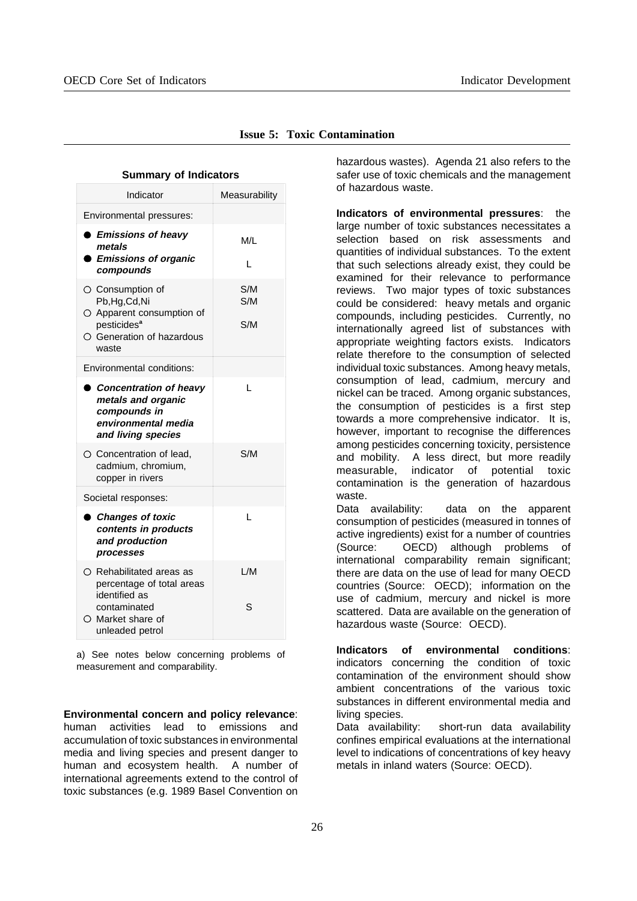## Issue 5: Toxic Contamination

**Summary of Indicators**

| Indicator | Measurability |
|---|---|
| Environmental pressures: | |
| ● ***Emissions of heavy metals*** | M/L |
| ● ***Emissions of organic compounds*** | L |
| ○ Consumption of Pb,Hg,Cd,Ni | S/M |
| ○ Apparent consumption of pesticides[a] | S/M |
| ○ Generation of hazardous waste | S/M |
| Environmental conditions: | |
| ● ***Concentration of heavy metals and organic compounds in environmental media and living species*** | L |
| ○ Concentration of lead, cadmium, chromium, copper in rivers | S/M |
| Societal responses: | |
| ● ***Changes of toxic contents in products and production processes*** | L |
| ○ Rehabilitated areas as percentage of total areas identified as contaminated | L/M |
| ○ Market share of unleaded petrol | S |

a) See notes below concerning problems of measurement and comparability.

**Environmental concern and policy relevance**: human activities lead to emissions and accumulation of toxic substances in environmental media and living species and present danger to human and ecosystem health. A number of international agreements extend to the control of toxic substances (e.g. 1989 Basel Convention on hazardous wastes). Agenda 21 also refers to the safer use of toxic chemicals and the management of hazardous waste.

**Indicators of environmental pressures**: the large number of toxic substances necessitates a selection based on risk assessments and quantities of individual substances. To the extent that such selections already exist, they could be examined for their relevance to performance reviews. Two major types of toxic substances could be considered: heavy metals and organic compounds, including pesticides. Currently, no internationally agreed list of substances with appropriate weighting factors exists. Indicators relate therefore to the consumption of selected individual toxic substances. Among heavy metals, consumption of lead, cadmium, mercury and nickel can be traced. Among organic substances, the consumption of pesticides is a first step towards a more comprehensive indicator. It is, however, important to recognise the differences among pesticides concerning toxicity, persistence and mobility. A less direct, but more readily measurable, indicator of potential toxic contamination is the generation of hazardous waste.
Data availability: data on the apparent consumption of pesticides (measured in tonnes of active ingredients) exist for a number of countries (Source: OECD) although problems of international comparability remain significant; there are data on the use of lead for many OECD countries (Source: OECD); information on the use of cadmium, mercury and nickel is more scattered. Data are available on the generation of hazardous waste (Source: OECD).

**Indicators of environmental conditions**: indicators concerning the condition of toxic contamination of the environment should show ambient concentrations of the various toxic substances in different environmental media and living species.
Data availability: short-run data availability confines empirical evaluations at the international level to indications of concentrations of key heavy metals in inland waters (Source: OECD).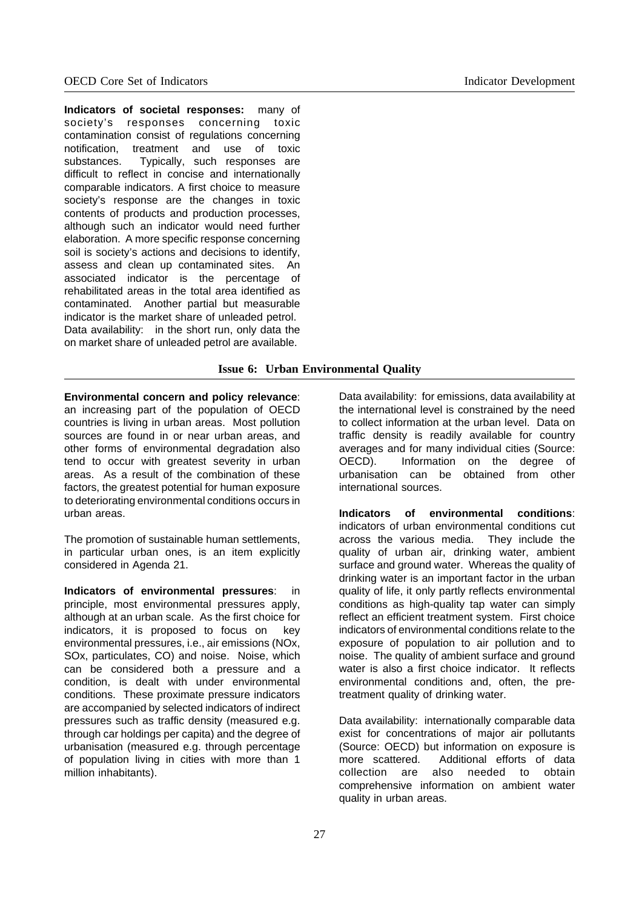**Indicators of societal responses:** many of society's responses concerning toxic contamination consist of regulations concerning notification, treatment and use of toxic substances. Typically, such responses are difficult to reflect in concise and internationally comparable indicators. A first choice to measure society's response are the changes in toxic contents of products and production processes, although such an indicator would need further elaboration. A more specific response concerning soil is society's actions and decisions to identify, assess and clean up contaminated sites. An associated indicator is the percentage of rehabilitated areas in the total area identified as contaminated. Another partial but measurable indicator is the market share of unleaded petrol. Data availability: in the short run, only data the on market share of unleaded petrol are available.

## Issue 6: Urban Environmental Quality

**Environmental concern and policy relevance**: an increasing part of the population of OECD countries is living in urban areas. Most pollution sources are found in or near urban areas, and other forms of environmental degradation also tend to occur with greatest severity in urban areas. As a result of the combination of these factors, the greatest potential for human exposure to deteriorating environmental conditions occurs in urban areas.

The promotion of sustainable human settlements, in particular urban ones, is an item explicitly considered in Agenda 21.

**Indicators of environmental pressures**: in principle, most environmental pressures apply, although at an urban scale. As the first choice for indicators, it is proposed to focus on key environmental pressures, i.e., air emissions (NOx, SOx, particulates, CO) and noise. Noise, which can be considered both a pressure and a condition, is dealt with under environmental conditions. These proximate pressure indicators are accompanied by selected indicators of indirect pressures such as traffic density (measured e.g. through car holdings per capita) and the degree of urbanisation (measured e.g. through percentage of population living in cities with more than 1 million inhabitants).

Data availability: for emissions, data availability at the international level is constrained by the need to collect information at the urban level. Data on traffic density is readily available for country averages and for many individual cities (Source: OECD). Information on the degree of urbanisation can be obtained from other international sources.

**Indicators of environmental conditions**: indicators of urban environmental conditions cut across the various media. They include the quality of urban air, drinking water, ambient surface and ground water. Whereas the quality of drinking water is an important factor in the urban quality of life, it only partly reflects environmental conditions as high-quality tap water can simply reflect an efficient treatment system. First choice indicators of environmental conditions relate to the exposure of population to air pollution and to noise. The quality of ambient surface and ground water is also a first choice indicator. It reflects environmental conditions and, often, the pre-treatment quality of drinking water.

Data availability: internationally comparable data exist for concentrations of major air pollutants (Source: OECD) but information on exposure is more scattered. Additional efforts of data collection are also needed to obtain comprehensive information on ambient water quality in urban areas.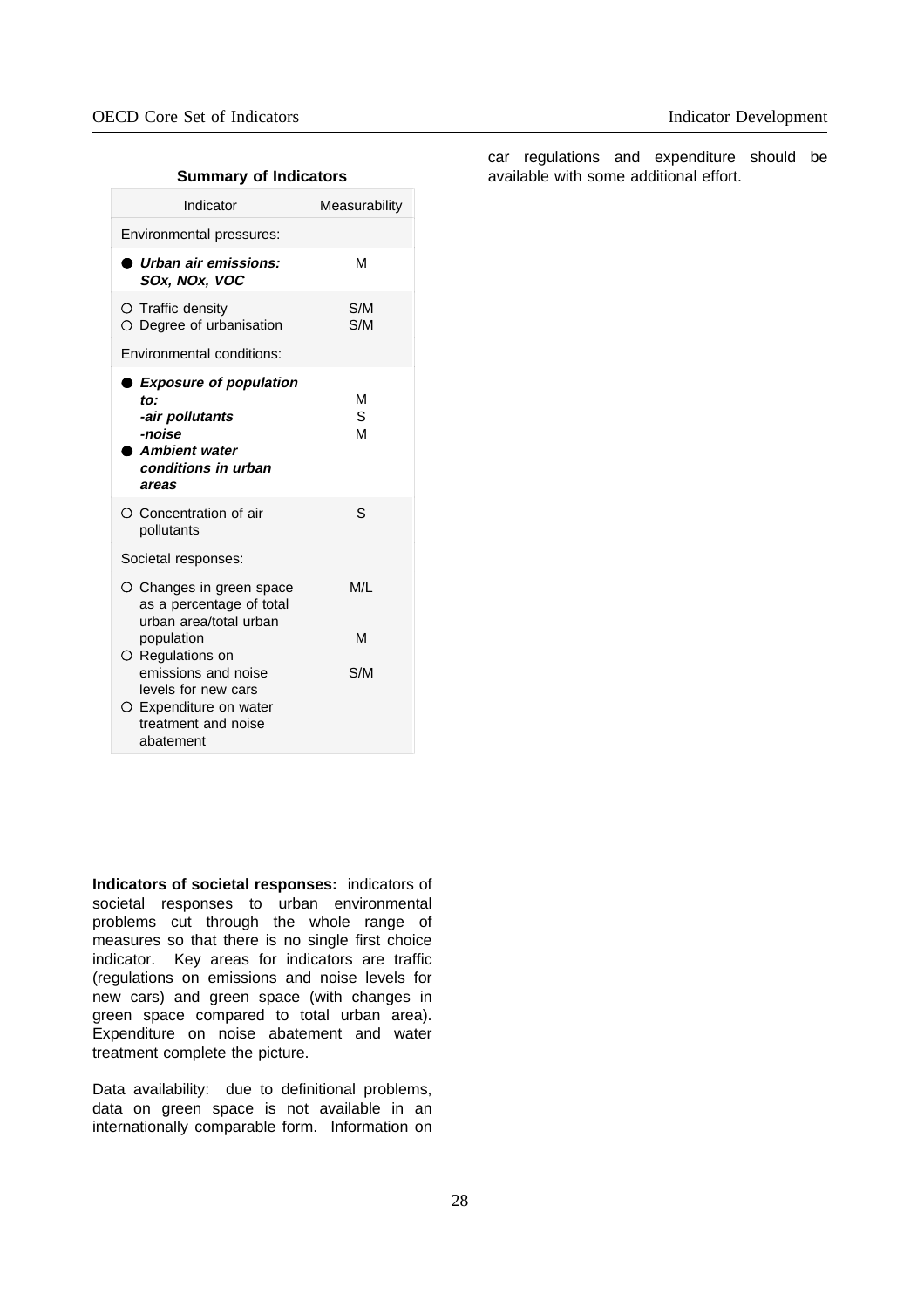**Summary of Indicators**

| Indicator | Measurability |
|---|---|
| Environmental pressures: | |
| ● ***Urban air emissions: SOx, NOx, VOC*** | M |
| ○ Traffic density<br>○ Degree of urbanisation | S/M<br>S/M |
| Environmental conditions: | |
| ● ***Exposure of population to:***<br>***-air pollutants***<br>***-noise***<br>● ***Ambient water conditions in urban areas*** | M<br>S<br>M |
| ○ Concentration of air pollutants | S |
| Societal responses: | |
| ○ Changes in green space as a percentage of total urban area/total urban population<br>○ Regulations on emissions and noise levels for new cars<br>○ Expenditure on water treatment and noise abatement | M/L<br>M<br>S/M |

**Indicators of societal responses:** indicators of societal responses to urban environmental problems cut through the whole range of measures so that there is no single first choice indicator. Key areas for indicators are traffic (regulations on emissions and noise levels for new cars) and green space (with changes in green space compared to total urban area). Expenditure on noise abatement and water treatment complete the picture.

Data availability: due to definitional problems, data on green space is not available in an internationally comparable form. Information on car regulations and expenditure should be available with some additional effort.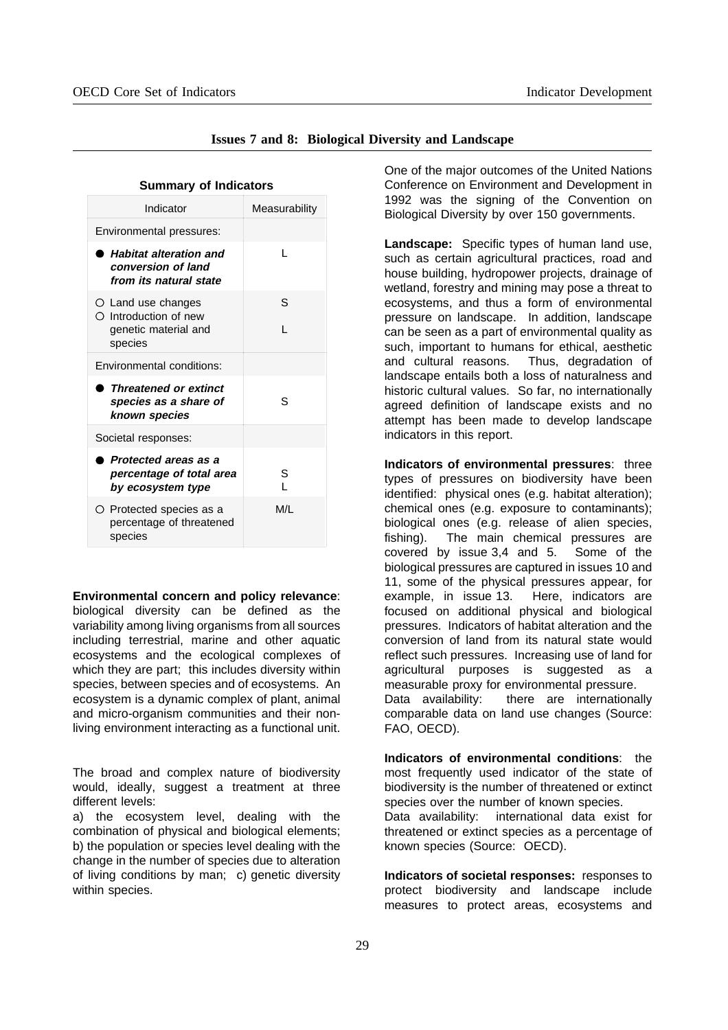## Issues 7 and 8: Biological Diversity and Landscape

**Summary of Indicators**

| Indicator | Measurability |
|---|---|
| Environmental pressures: | |
| ● ***Habitat alteration and conversion of land from its natural state*** | L |
| ○ Land use changes | S |
| ○ Introduction of new genetic material and species | L |
| Environmental conditions: | |
| ● ***Threatened or extinct species as a share of known species*** | S |
| Societal responses: | |
| ● ***Protected areas as a percentage of total area by ecosystem type*** | S<br>L |
| ○ Protected species as a percentage of threatened species | M/L |

**Environmental concern and policy relevance**: biological diversity can be defined as the variability among living organisms from all sources including terrestrial, marine and other aquatic ecosystems and the ecological complexes of which they are part; this includes diversity within species, between species and of ecosystems. An ecosystem is a dynamic complex of plant, animal and micro-organism communities and their non-living environment interacting as a functional unit.

The broad and complex nature of biodiversity would, ideally, suggest a treatment at three different levels:
a) the ecosystem level, dealing with the combination of physical and biological elements; b) the population or species level dealing with the change in the number of species due to alteration of living conditions by man; c) genetic diversity within species.

One of the major outcomes of the United Nations Conference on Environment and Development in 1992 was the signing of the Convention on Biological Diversity by over 150 governments.

**Landscape:** Specific types of human land use, such as certain agricultural practices, road and house building, hydropower projects, drainage of wetland, forestry and mining may pose a threat to ecosystems, and thus a form of environmental pressure on landscape. In addition, landscape can be seen as a part of environmental quality as such, important to humans for ethical, aesthetic and cultural reasons. Thus, degradation of landscape entails both a loss of naturalness and historic cultural values. So far, no internationally agreed definition of landscape exists and no attempt has been made to develop landscape indicators in this report.

**Indicators of environmental pressures**: three types of pressures on biodiversity have been identified: physical ones (e.g. habitat alteration); chemical ones (e.g. exposure to contaminants); biological ones (e.g. release of alien species, fishing). The main chemical pressures are covered by issue 3,4 and 5. Some of the biological pressures are captured in issues 10 and 11, some of the physical pressures appear, for example, in issue 13. Here, indicators are focused on additional physical and biological pressures. Indicators of habitat alteration and the conversion of land from its natural state would reflect such pressures. Increasing use of land for agricultural purposes is suggested as a measurable proxy for environmental pressure.
Data availability: there are internationally comparable data on land use changes (Source: FAO, OECD).

**Indicators of environmental conditions**: the most frequently used indicator of the state of biodiversity is the number of threatened or extinct species over the number of known species.
Data availability: international data exist for threatened or extinct species as a percentage of known species (Source: OECD).

**Indicators of societal responses:** responses to protect biodiversity and landscape include measures to protect areas, ecosystems and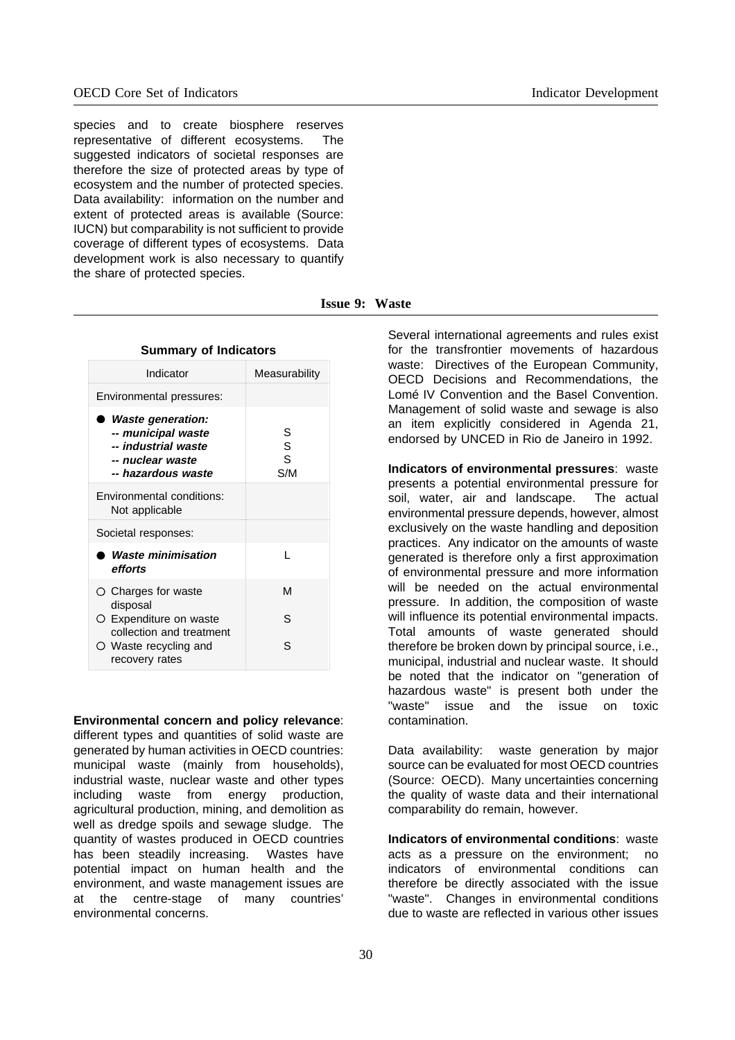species and to create biosphere reserves representative of different ecosystems. The suggested indicators of societal responses are therefore the size of protected areas by type of ecosystem and the number of protected species. Data availability: information on the number and extent of protected areas is available (Source: IUCN) but comparability is not sufficient to provide coverage of different types of ecosystems. Data development work is also necessary to quantify the share of protected species.

## Issue 9: Waste

**Summary of Indicators**

| Indicator | Measurability |
|---|---|
| Environmental pressures: | |
| ● ***Waste generation:*** | |
| ***-- municipal waste*** | S |
| ***-- industrial waste*** | S |
| ***-- nuclear waste*** | S |
| ***-- hazardous waste*** | S/M |
| Environmental conditions: Not applicable | |
| Societal responses: | |
| ● ***Waste minimisation efforts*** | L |
| ○ Charges for waste disposal | M |
| ○ Expenditure on waste collection and treatment | S |
| ○ Waste recycling and recovery rates | S |

**Environmental concern and policy relevance**: different types and quantities of solid waste are generated by human activities in OECD countries: municipal waste (mainly from households), industrial waste, nuclear waste and other types including waste from energy production, agricultural production, mining, and demolition as well as dredge spoils and sewage sludge. The quantity of wastes produced in OECD countries has been steadily increasing. Wastes have potential impact on human health and the environment, and waste management issues are at the centre-stage of many countries' environmental concerns.

Several international agreements and rules exist for the transfrontier movements of hazardous waste: Directives of the European Community, OECD Decisions and Recommendations, the Lomé IV Convention and the Basel Convention. Management of solid waste and sewage is also an item explicitly considered in Agenda 21, endorsed by UNCED in Rio de Janeiro in 1992.

**Indicators of environmental pressures**: waste presents a potential environmental pressure for soil, water, air and landscape. The actual environmental pressure depends, however, almost exclusively on the waste handling and deposition practices. Any indicator on the amounts of waste generated is therefore only a first approximation of environmental pressure and more information will be needed on the actual environmental pressure. In addition, the composition of waste will influence its potential environmental impacts. Total amounts of waste generated should therefore be broken down by principal source, i.e., municipal, industrial and nuclear waste. It should be noted that the indicator on "generation of hazardous waste" is present both under the "waste" issue and the issue on toxic contamination.

Data availability: waste generation by major source can be evaluated for most OECD countries (Source: OECD). Many uncertainties concerning the quality of waste data and their international comparability do remain, however.

**Indicators of environmental conditions**: waste acts as a pressure on the environment; no indicators of environmental conditions can therefore be directly associated with the issue "waste". Changes in environmental conditions due to waste are reflected in various other issues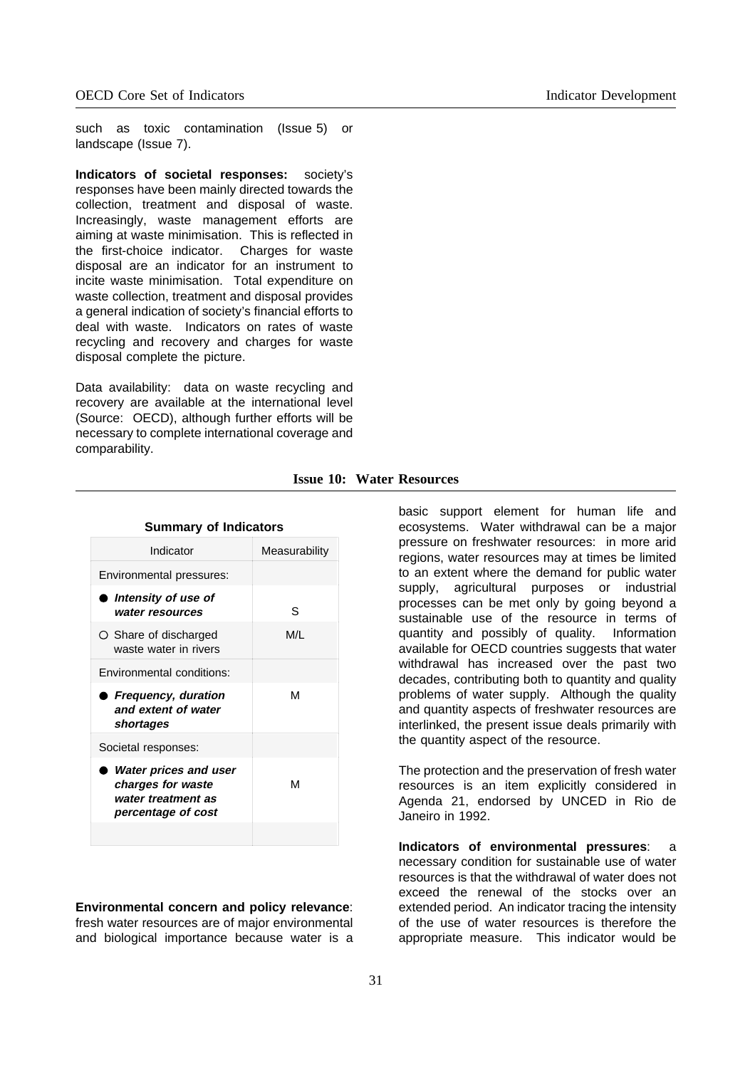such as toxic contamination (Issue 5) or landscape (Issue 7).

**Indicators of societal responses:** society's responses have been mainly directed towards the collection, treatment and disposal of waste. Increasingly, waste management efforts are aiming at waste minimisation. This is reflected in the first-choice indicator. Charges for waste disposal are an indicator for an instrument to incite waste minimisation. Total expenditure on waste collection, treatment and disposal provides a general indication of society's financial efforts to deal with waste. Indicators on rates of waste recycling and recovery and charges for waste disposal complete the picture.

Data availability: data on waste recycling and recovery are available at the international level (Source: OECD), although further efforts will be necessary to complete international coverage and comparability.

## Issue 10: Water Resources

**Summary of Indicators**

| Indicator | Measurability |
|---|---|
| Environmental pressures: | |
| ● ***Intensity of use of water resources*** | S |
| ○ Share of discharged waste water in rivers | M/L |
| Environmental conditions: | |
| ● ***Frequency, duration and extent of water shortages*** | M |
| Societal responses: | |
| ● ***Water prices and user charges for waste water treatment as percentage of cost*** | M |

**Environmental concern and policy relevance**: fresh water resources are of major environmental and biological importance because water is a basic support element for human life and ecosystems. Water withdrawal can be a major pressure on freshwater resources: in more arid regions, water resources may at times be limited to an extent where the demand for public water supply, agricultural purposes or industrial processes can be met only by going beyond a sustainable use of the resource in terms of quantity and possibly of quality. Information available for OECD countries suggests that water withdrawal has increased over the past two decades, contributing both to quantity and quality problems of water supply. Although the quality and quantity aspects of freshwater resources are interlinked, the present issue deals primarily with the quantity aspect of the resource.

The protection and the preservation of fresh water resources is an item explicitly considered in Agenda 21, endorsed by UNCED in Rio de Janeiro in 1992.

**Indicators of environmental pressures**: a necessary condition for sustainable use of water resources is that the withdrawal of water does not exceed the renewal of the stocks over an extended period. An indicator tracing the intensity of the use of water resources is therefore the appropriate measure. This indicator would be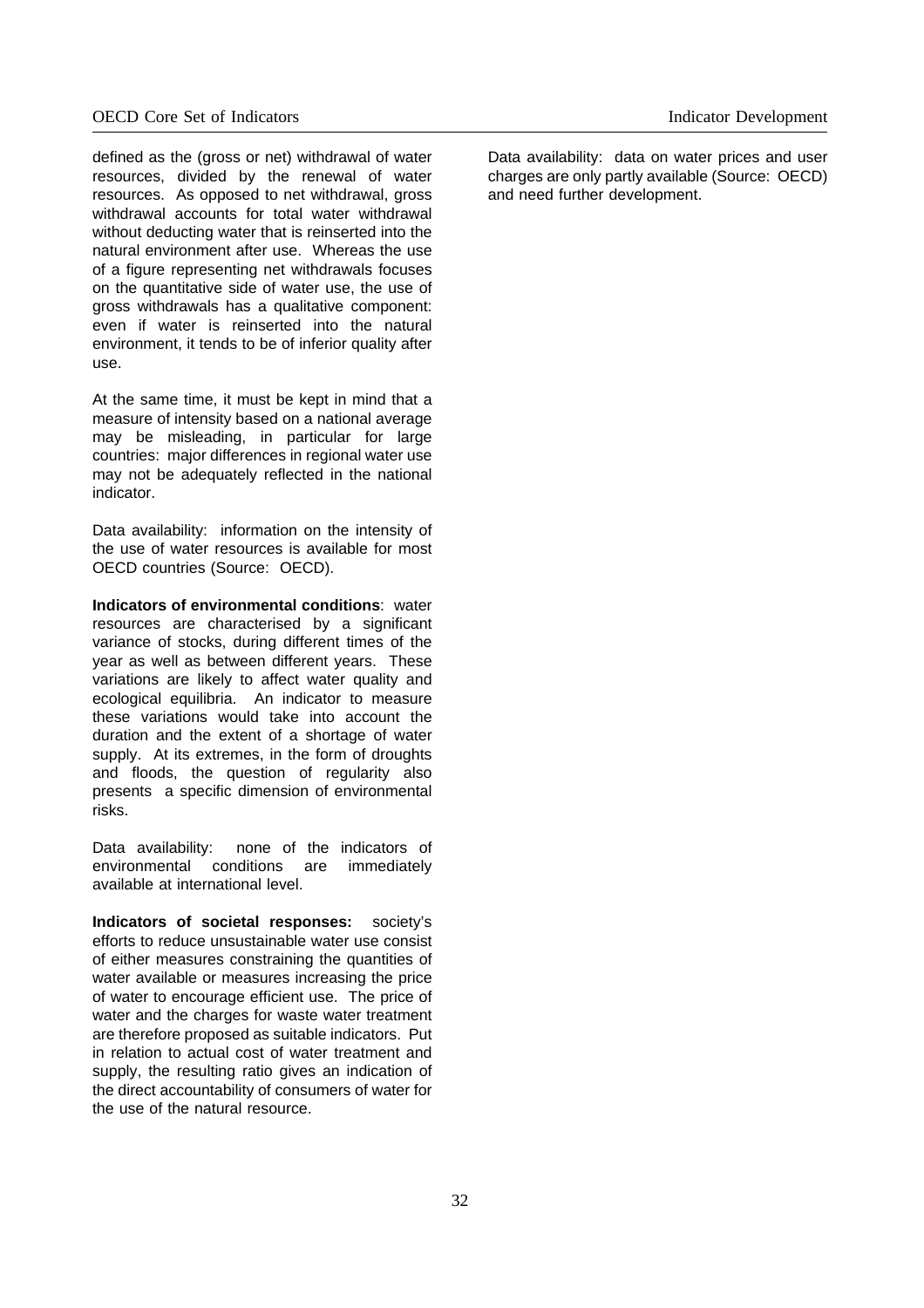defined as the (gross or net) withdrawal of water resources, divided by the renewal of water resources. As opposed to net withdrawal, gross withdrawal accounts for total water withdrawal without deducting water that is reinserted into the natural environment after use. Whereas the use of a figure representing net withdrawals focuses on the quantitative side of water use, the use of gross withdrawals has a qualitative component: even if water is reinserted into the natural environment, it tends to be of inferior quality after use.

At the same time, it must be kept in mind that a measure of intensity based on a national average may be misleading, in particular for large countries: major differences in regional water use may not be adequately reflected in the national indicator.

Data availability: information on the intensity of the use of water resources is available for most OECD countries (Source: OECD).

**Indicators of environmental conditions**: water resources are characterised by a significant variance of stocks, during different times of the year as well as between different years. These variations are likely to affect water quality and ecological equilibria. An indicator to measure these variations would take into account the duration and the extent of a shortage of water supply. At its extremes, in the form of droughts and floods, the question of regularity also presents a specific dimension of environmental risks.

Data availability: none of the indicators of environmental conditions are immediately available at international level.

**Indicators of societal responses:** society's efforts to reduce unsustainable water use consist of either measures constraining the quantities of water available or measures increasing the price of water to encourage efficient use. The price of water and the charges for waste water treatment are therefore proposed as suitable indicators. Put in relation to actual cost of water treatment and supply, the resulting ratio gives an indication of the direct accountability of consumers of water for the use of the natural resource.

Data availability: data on water prices and user charges are only partly available (Source: OECD) and need further development.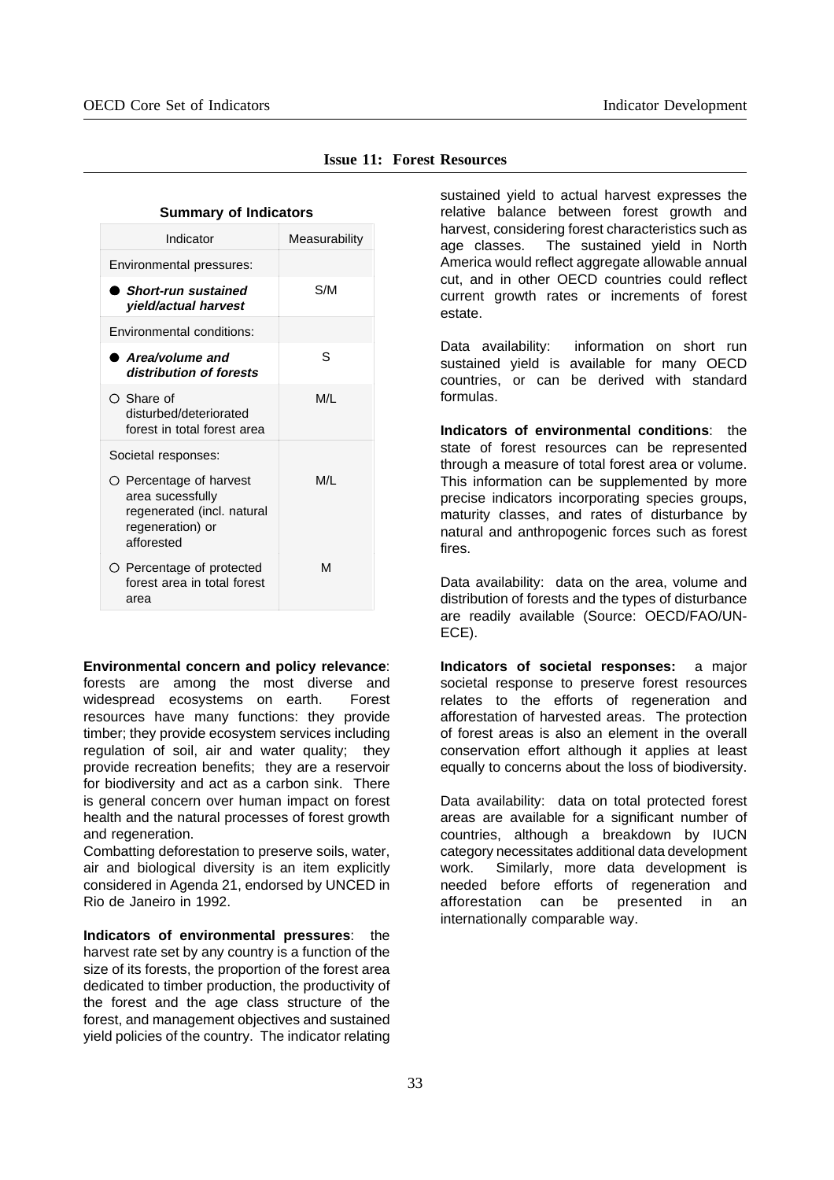## Issue 11: Forest Resources

**Summary of Indicators**

| Indicator | Measurability |
|---|---|
| Environmental pressures: | |
| ● ***Short-run sustained yield/actual harvest*** | S/M |
| Environmental conditions: | |
| ● ***Area/volume and distribution of forests*** | S |
| ○ Share of disturbed/deteriorated forest in total forest area | M/L |
| Societal responses: | |
| ○ Percentage of harvest area sucessfully regenerated (incl. natural regeneration) or afforested | M/L |
| ○ Percentage of protected forest area in total forest area | M |

**Environmental concern and policy relevance**: forests are among the most diverse and widespread ecosystems on earth. Forest resources have many functions: they provide timber; they provide ecosystem services including regulation of soil, air and water quality; they provide recreation benefits; they are a reservoir for biodiversity and act as a carbon sink. There is general concern over human impact on forest health and the natural processes of forest growth and regeneration.

Combatting deforestation to preserve soils, water, air and biological diversity is an item explicitly considered in Agenda 21, endorsed by UNCED in Rio de Janeiro in 1992.

**Indicators of environmental pressures**: the harvest rate set by any country is a function of the size of its forests, the proportion of the forest area dedicated to timber production, the productivity of the forest and the age class structure of the forest, and management objectives and sustained yield policies of the country. The indicator relating sustained yield to actual harvest expresses the relative balance between forest growth and harvest, considering forest characteristics such as age classes. The sustained yield in North America would reflect aggregate allowable annual cut, and in other OECD countries could reflect current growth rates or increments of forest estate.

Data availability: information on short run sustained yield is available for many OECD countries, or can be derived with standard formulas.

**Indicators of environmental conditions**: the state of forest resources can be represented through a measure of total forest area or volume. This information can be supplemented by more precise indicators incorporating species groups, maturity classes, and rates of disturbance by natural and anthropogenic forces such as forest fires.

Data availability: data on the area, volume and distribution of forests and the types of disturbance are readily available (Source: OECD/FAO/UN-ECE).

**Indicators of societal responses:** a major societal response to preserve forest resources relates to the efforts of regeneration and afforestation of harvested areas. The protection of forest areas is also an element in the overall conservation effort although it applies at least equally to concerns about the loss of biodiversity.

Data availability: data on total protected forest areas are available for a significant number of countries, although a breakdown by IUCN category necessitates additional data development work. Similarly, more data development is needed before efforts of regeneration and afforestation can be presented in an internationally comparable way.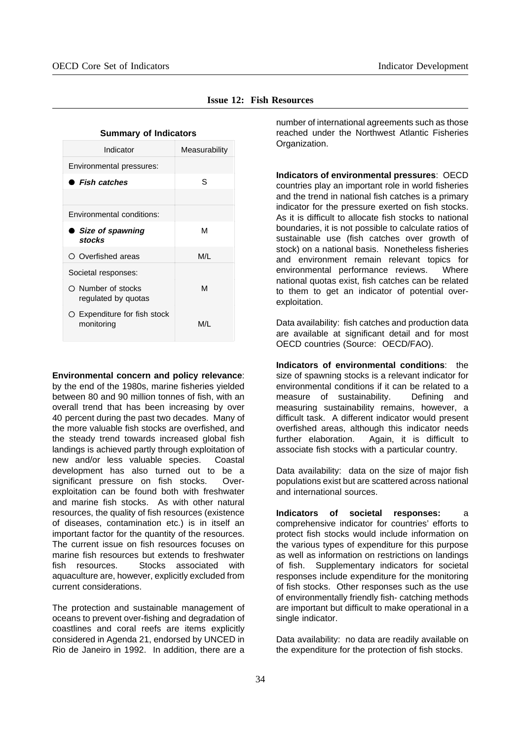## Issue 12: Fish Resources

**Summary of Indicators**

| Indicator | Measurability |
|---|---|
| Environmental pressures: | |
| ● ***Fish catches*** | S |
| | |
| Environmental conditions: | |
| ● ***Size of spawning stocks*** | M |
| ○ Overfished areas | M/L |
| Societal responses: | |
| ○ Number of stocks regulated by quotas | M |
| ○ Expenditure for fish stock monitoring | M/L |

**Environmental concern and policy relevance**: by the end of the 1980s, marine fisheries yielded between 80 and 90 million tonnes of fish, with an overall trend that has been increasing by over 40 percent during the past two decades. Many of the more valuable fish stocks are overfished, and the steady trend towards increased global fish landings is achieved partly through exploitation of new and/or less valuable species. Coastal development has also turned out to be a significant pressure on fish stocks. Over-exploitation can be found both with freshwater and marine fish stocks. As with other natural resources, the quality of fish resources (existence of diseases, contamination etc.) is in itself an important factor for the quantity of the resources. The current issue on fish resources focuses on marine fish resources but extends to freshwater fish resources. Stocks associated with aquaculture are, however, explicitly excluded from current considerations.

The protection and sustainable management of oceans to prevent over-fishing and degradation of coastlines and coral reefs are items explicitly considered in Agenda 21, endorsed by UNCED in Rio de Janeiro in 1992. In addition, there are a number of international agreements such as those reached under the Northwest Atlantic Fisheries Organization.

**Indicators of environmental pressures**: OECD countries play an important role in world fisheries and the trend in national fish catches is a primary indicator for the pressure exerted on fish stocks. As it is difficult to allocate fish stocks to national boundaries, it is not possible to calculate ratios of sustainable use (fish catches over growth of stock) on a national basis. Nonetheless fisheries and environment remain relevant topics for environmental performance reviews. Where national quotas exist, fish catches can be related to them to get an indicator of potential over-exploitation.

Data availability: fish catches and production data are available at significant detail and for most OECD countries (Source: OECD/FAO).

**Indicators of environmental conditions**: the size of spawning stocks is a relevant indicator for environmental conditions if it can be related to a measure of sustainability. Defining and measuring sustainability remains, however, a difficult task. A different indicator would present overfished areas, although this indicator needs further elaboration. Again, it is difficult to associate fish stocks with a particular country.

Data availability: data on the size of major fish populations exist but are scattered across national and international sources.

**Indicators of societal responses:** a comprehensive indicator for countries' efforts to protect fish stocks would include information on the various types of expenditure for this purpose as well as information on restrictions on landings of fish. Supplementary indicators for societal responses include expenditure for the monitoring of fish stocks. Other responses such as the use of environmentally friendly fish- catching methods are important but difficult to make operational in a single indicator.

Data availability: no data are readily available on the expenditure for the protection of fish stocks.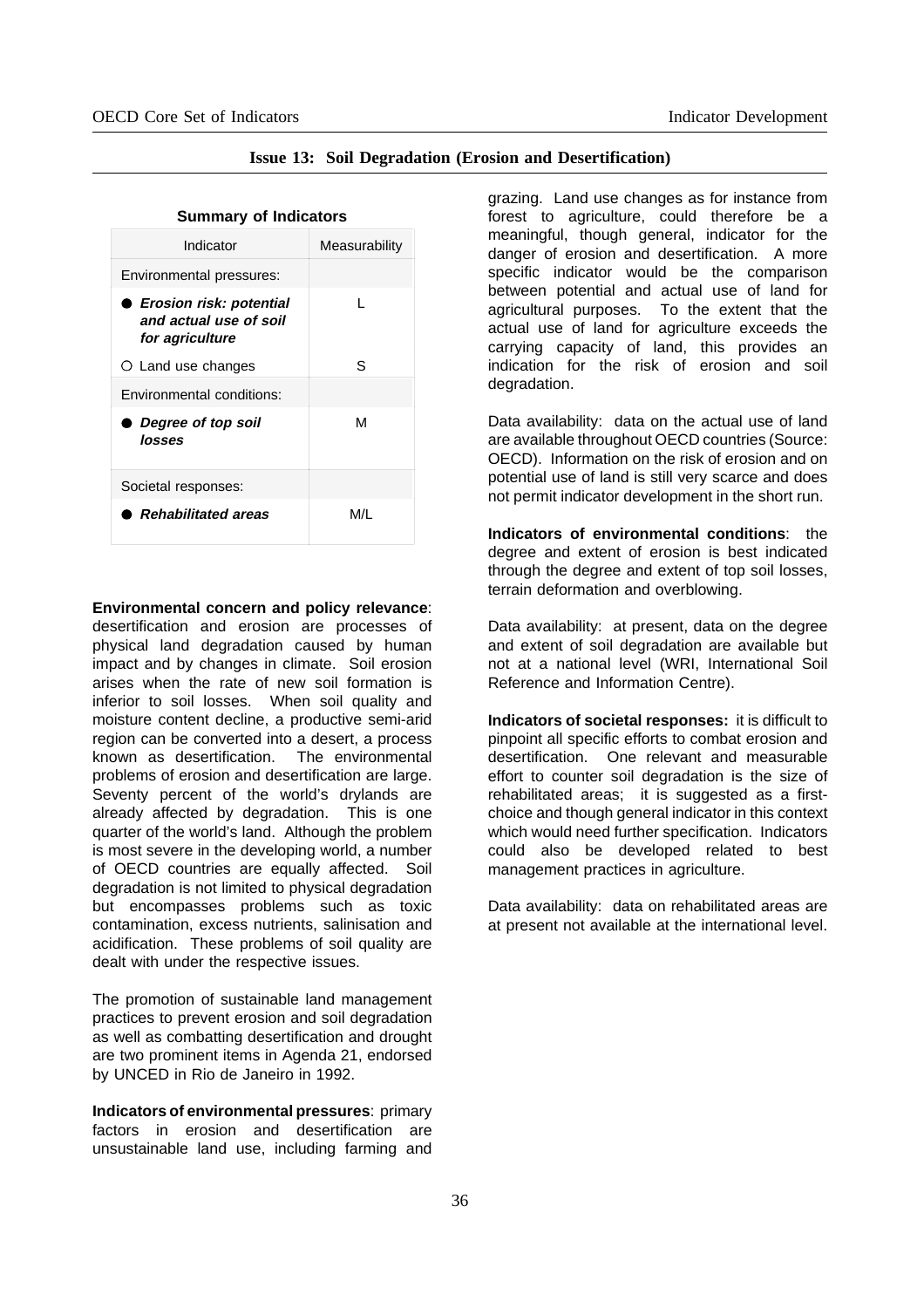## Issue 13: Soil Degradation (Erosion and Desertification)

**Summary of Indicators**

| Indicator | Measurability |
|---|---|
| Environmental pressures: | |
| ● ***Erosion risk: potential and actual use of soil for agriculture*** | L |
| ○ Land use changes | S |
| Environmental conditions: | |
| ● ***Degree of top soil losses*** | M |
| Societal responses: | |
| ● ***Rehabilitated areas*** | M/L |

**Environmental concern and policy relevance**: desertification and erosion are processes of physical land degradation caused by human impact and by changes in climate. Soil erosion arises when the rate of new soil formation is inferior to soil losses. When soil quality and moisture content decline, a productive semi-arid region can be converted into a desert, a process known as desertification. The environmental problems of erosion and desertification are large. Seventy percent of the world's drylands are already affected by degradation. This is one quarter of the world's land. Although the problem is most severe in the developing world, a number of OECD countries are equally affected. Soil degradation is not limited to physical degradation but encompasses problems such as toxic contamination, excess nutrients, salinisation and acidification. These problems of soil quality are dealt with under the respective issues.

The promotion of sustainable land management practices to prevent erosion and soil degradation as well as combatting desertification and drought are two prominent items in Agenda 21, endorsed by UNCED in Rio de Janeiro in 1992.

**Indicators of environmental pressures**: primary factors in erosion and desertification are unsustainable land use, including farming and grazing. Land use changes as for instance from forest to agriculture, could therefore be a meaningful, though general, indicator for the danger of erosion and desertification. A more specific indicator would be the comparison between potential and actual use of land for agricultural purposes. To the extent that the actual use of land for agriculture exceeds the carrying capacity of land, this provides an indication for the risk of erosion and soil degradation.

Data availability: data on the actual use of land are available throughout OECD countries (Source: OECD). Information on the risk of erosion and on potential use of land is still very scarce and does not permit indicator development in the short run.

**Indicators of environmental conditions**: the degree and extent of erosion is best indicated through the degree and extent of top soil losses, terrain deformation and overblowing.

Data availability: at present, data on the degree and extent of soil degradation are available but not at a national level (WRI, International Soil Reference and Information Centre).

**Indicators of societal responses:** it is difficult to pinpoint all specific efforts to combat erosion and desertification. One relevant and measurable effort to counter soil degradation is the size of rehabilitated areas; it is suggested as a first-choice and though general indicator in this context which would need further specification. Indicators could also be developed related to best management practices in agriculture.

Data availability: data on rehabilitated areas are at present not available at the international level.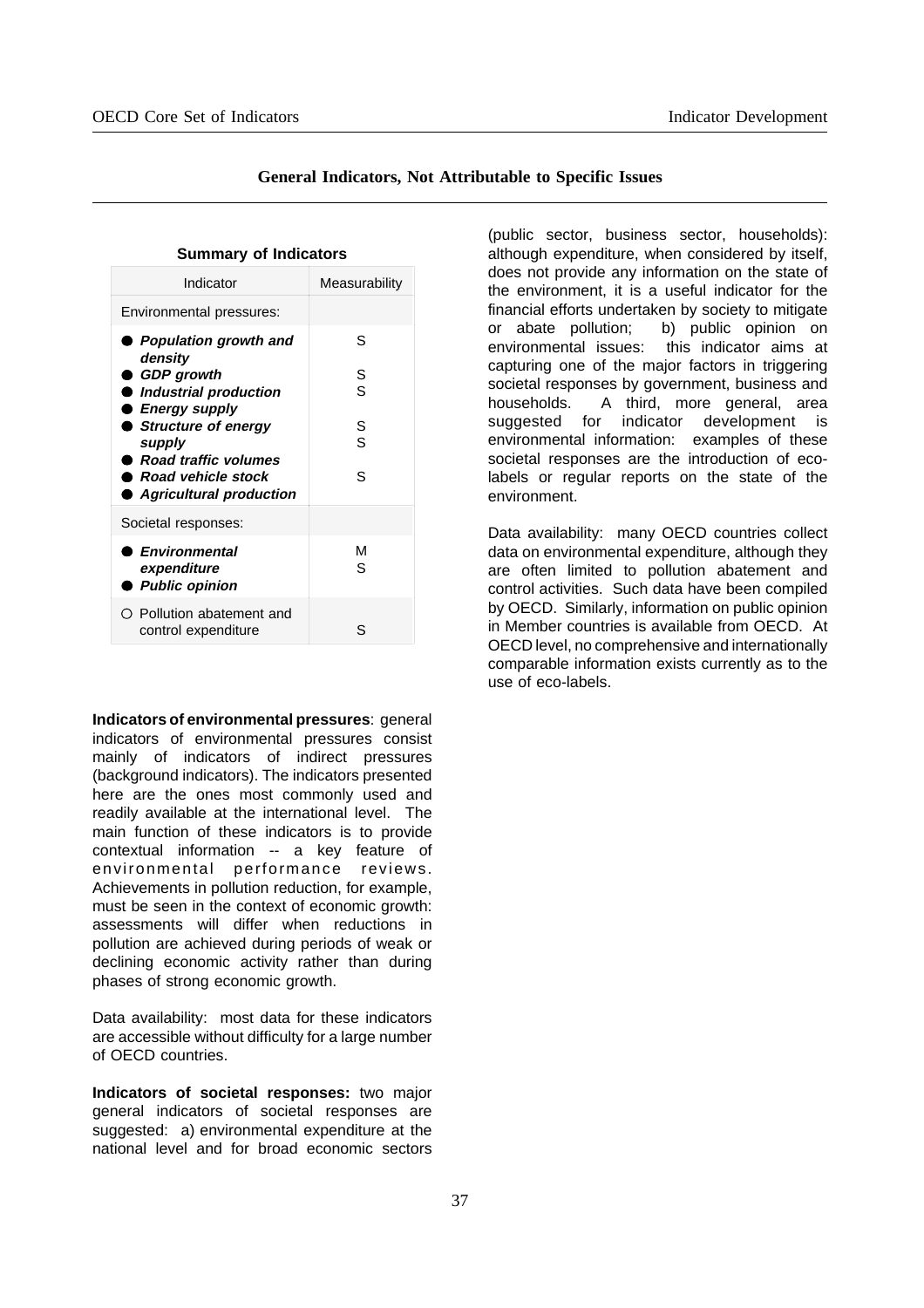## General Indicators, Not Attributable to Specific Issues

**Summary of Indicators**

| Indicator | Measurability |
| --- | --- |
| Environmental pressures: | |
| ● ***Population growth and density*** | S |
| ● ***GDP growth*** | S |
| ● ***Industrial production*** | S |
| ● ***Energy supply*** | |
| ● ***Structure of energy supply*** | S |
| ● ***Road traffic volumes*** | S |
| ● ***Road vehicle stock*** | S |
| ● ***Agricultural production*** | |
| Societal responses: | |
| ● ***Environmental expenditure*** | M |
| ● ***Public opinion*** | S |
| ○ Pollution abatement and control expenditure | S |

**Indicators of environmental pressures**: general indicators of environmental pressures consist mainly of indicators of indirect pressures (background indicators). The indicators presented here are the ones most commonly used and readily available at the international level. The main function of these indicators is to provide contextual information -- a key feature of environmental performance reviews. Achievements in pollution reduction, for example, must be seen in the context of economic growth: assessments will differ when reductions in pollution are achieved during periods of weak or declining economic activity rather than during phases of strong economic growth.

Data availability: most data for these indicators are accessible without difficulty for a large number of OECD countries.

**Indicators of societal responses:** two major general indicators of societal responses are suggested: a) environmental expenditure at the national level and for broad economic sectors (public sector, business sector, households): although expenditure, when considered by itself, does not provide any information on the state of the environment, it is a useful indicator for the financial efforts undertaken by society to mitigate or abate pollution; b) public opinion on environmental issues: this indicator aims at capturing one of the major factors in triggering societal responses by government, business and households. A third, more general, area suggested for indicator development is environmental information: examples of these societal responses are the introduction of eco-labels or regular reports on the state of the environment.

Data availability: many OECD countries collect data on environmental expenditure, although they are often limited to pollution abatement and control activities. Such data have been compiled by OECD. Similarly, information on public opinion in Member countries is available from OECD. At OECD level, no comprehensive and internationally comparable information exists currently as to the use of eco-labels.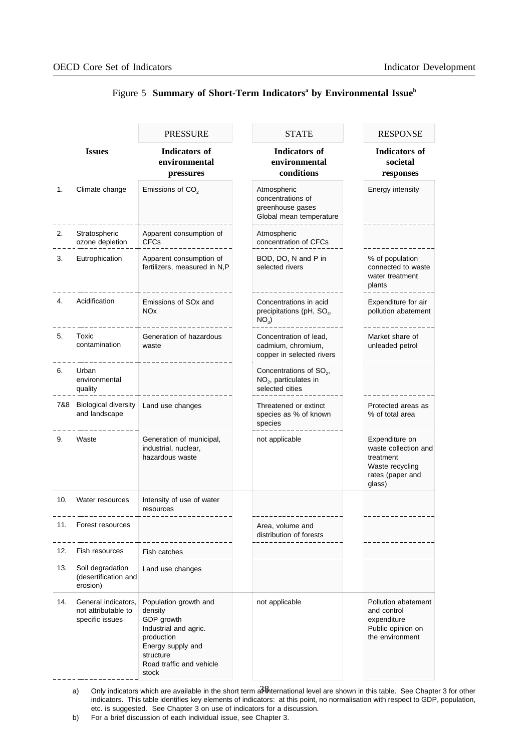Figure 5 **Summary of Short-Term Indicators[a] by Environmental Issue[b]**

| | | PRESSURE | STATE | RESPONSE |
|---|---|---|---|---|
| | **Issues** | **Indicators of environmental pressures** | **Indicators of environmental conditions** | **Indicators of societal responses** |
| 1. | Climate change | Emissions of $CO_2$ | Atmospheric concentrations of greenhouse gases<br>Global mean temperature | Energy intensity |
| 2. | Stratospheric ozone depletion | Apparent consumption of CFCs | Atmospheric concentration of CFCs | |
| 3. | Eutrophication | Apparent consumption of fertilizers, measured in N,P | BOD, DO, N and P in selected rivers | % of population connected to waste water treatment plants |
| 4. | Acidification | Emissions of SOx and NOx | Concentrations in acid precipitations (pH, $SO_4$, $NO_3$) | Expenditure for air pollution abatement |
| 5. | Toxic contamination | Generation of hazardous waste | Concentration of lead, cadmium, chromium, copper in selected rivers | Market share of unleaded petrol |
| 6. | Urban environmental quality | | Concentrations of $SO_2$, $NO_2$, particulates in selected cities | |
| 7&8 | Biological diversity and landscape | Land use changes | Threatened or extinct species as % of known species | Protected areas as % of total area |
| 9. | Waste | Generation of municipal, industrial, nuclear, hazardous waste | not applicable | Expenditure on waste collection and treatment<br>Waste recycling rates (paper and glass) |
| 10. | Water resources | Intensity of use of water resources | | |
| 11. | Forest resources | | Area, volume and distribution of forests | |
| 12. | Fish resources | Fish catches | | |
| 13. | Soil degradation (desertification and erosion) | Land use changes | | |
| 14. | General indicators, not attributable to specific issues | Population growth and density<br>GDP growth<br>Industrial and agric. production<br>Energy supply and structure<br>Road traffic and vehicle stock | not applicable | Pollution abatement and control expenditure<br>Public opinion on the environment |

a) Only indicators which are available in the short term at international level are shown in this table. See Chapter 3 for other indicators. This table identifies key elements of indicators: at this point, no normalisation with respect to GDP, population, etc. is suggested. See Chapter 3 on use of indicators for a discussion.

b) For a brief discussion of each individual issue, see Chapter 3.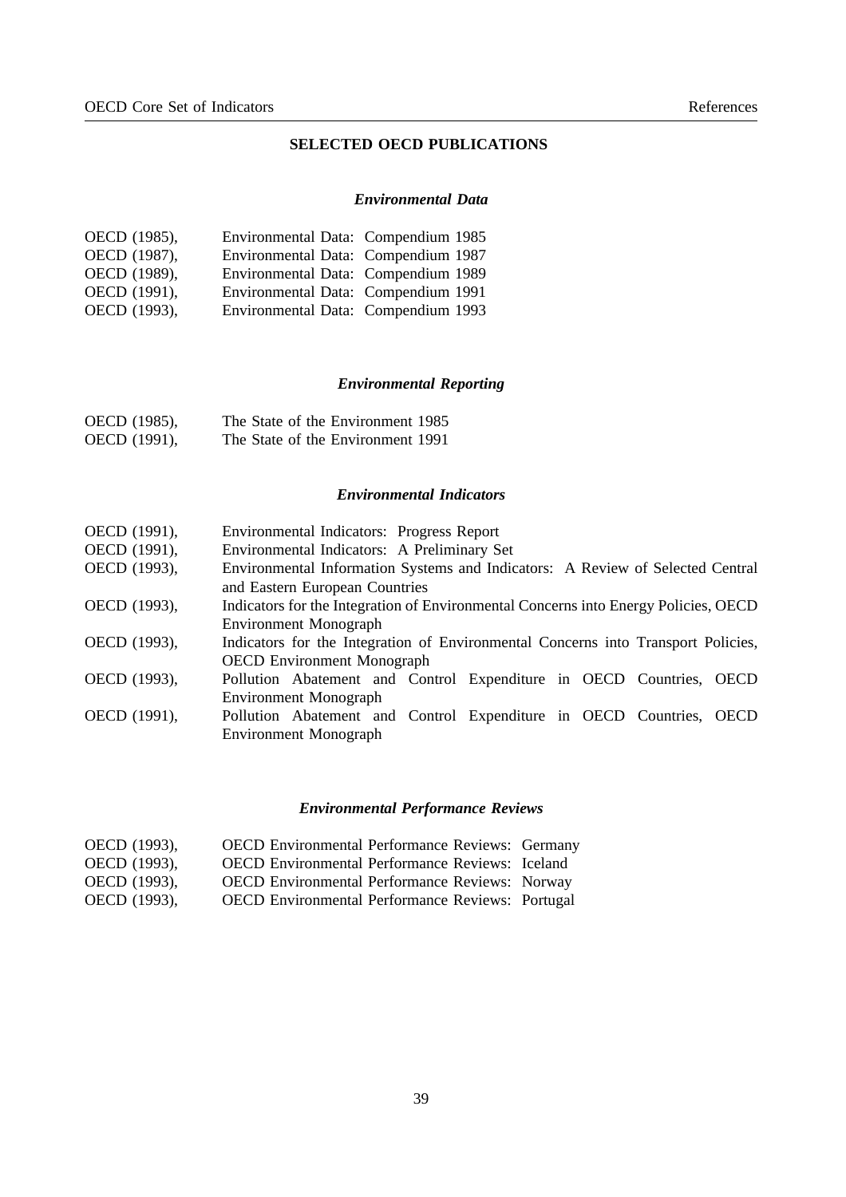## SELECTED OECD PUBLICATIONS

### *Environmental Data*

| | |
|---|---|
| OECD (1985), | Environmental Data: Compendium 1985 |
| OECD (1987), | Environmental Data: Compendium 1987 |
| OECD (1989), | Environmental Data: Compendium 1989 |
| OECD (1991), | Environmental Data: Compendium 1991 |
| OECD (1993), | Environmental Data: Compendium 1993 |

### *Environmental Reporting*

| | |
|---|---|
| OECD (1985), | The State of the Environment 1985 |
| OECD (1991), | The State of the Environment 1991 |

### *Environmental Indicators*

| | |
|---|---|
| OECD (1991), | Environmental Indicators: Progress Report |
| OECD (1991), | Environmental Indicators: A Preliminary Set |
| OECD (1993), | Environmental Information Systems and Indicators: A Review of Selected Central and Eastern European Countries |
| OECD (1993), | Indicators for the Integration of Environmental Concerns into Energy Policies, OECD Environment Monograph |
| OECD (1993), | Indicators for the Integration of Environmental Concerns into Transport Policies, OECD Environment Monograph |
| OECD (1993), | Pollution Abatement and Control Expenditure in OECD Countries, OECD Environment Monograph |
| OECD (1991), | Pollution Abatement and Control Expenditure in OECD Countries, OECD Environment Monograph |

### *Environmental Performance Reviews*

| | |
|---|---|
| OECD (1993), | OECD Environmental Performance Reviews: Germany |
| OECD (1993), | OECD Environmental Performance Reviews: Iceland |
| OECD (1993), | OECD Environmental Performance Reviews: Norway |
| OECD (1993), | OECD Environmental Performance Reviews: Portugal |